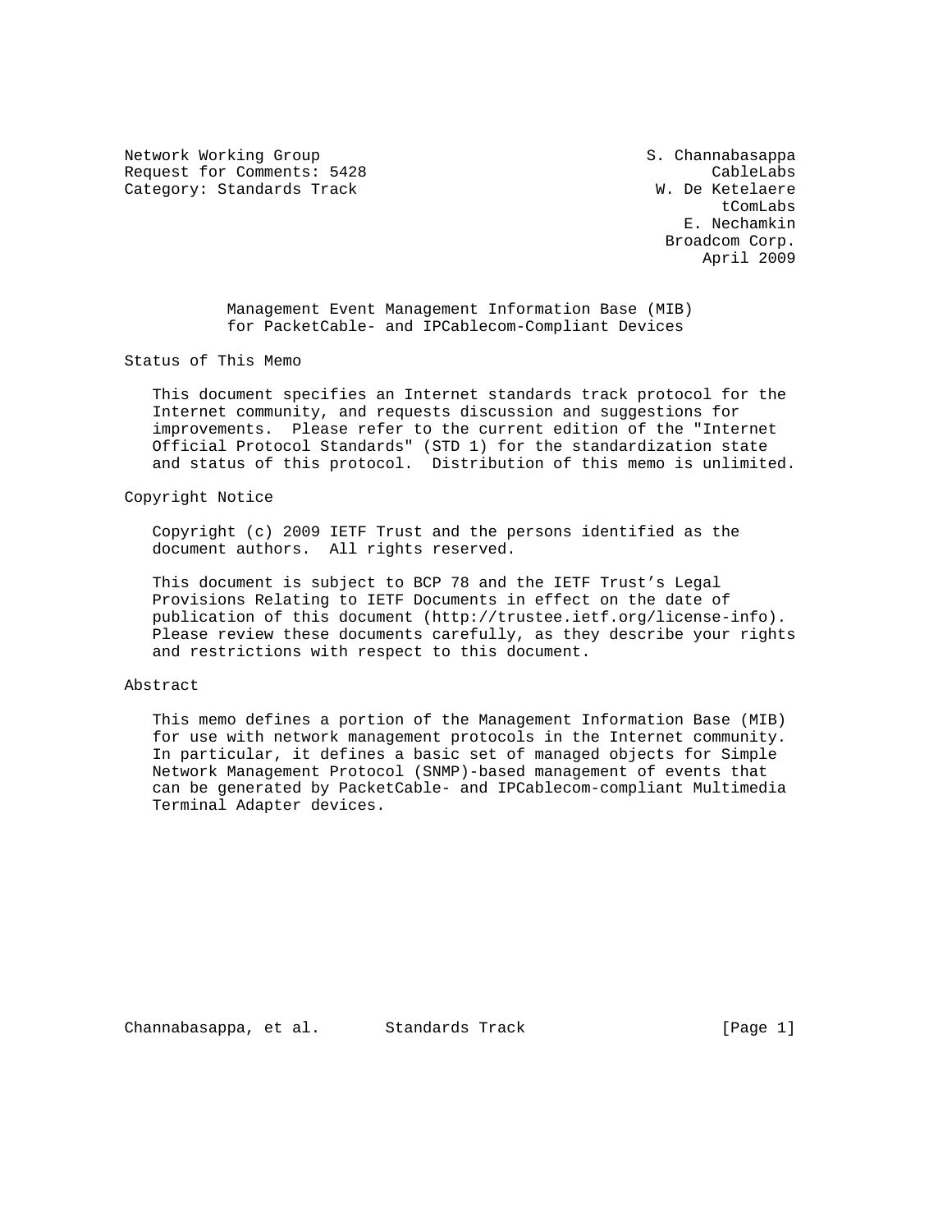Network Working Group S. Channabasappa
Request for Comments: 5428 CableLabs
Category: Standards Track W. De Ketelaere
tComLabs
E. Nechamkin
Broadcom Corp.
April 2009

# Management Event Management Information Base (MIB) for PacketCable- and IPCablecom-Compliant Devices

## Status of This Memo

This document specifies an Internet standards track protocol for the Internet community, and requests discussion and suggestions for improvements. Please refer to the current edition of the "Internet Official Protocol Standards" (STD 1) for the standardization state and status of this protocol. Distribution of this memo is unlimited.

## Copyright Notice

Copyright (c) 2009 IETF Trust and the persons identified as the document authors. All rights reserved.

This document is subject to BCP 78 and the IETF Trust's Legal Provisions Relating to IETF Documents in effect on the date of publication of this document (http://trustee.ietf.org/license-info). Please review these documents carefully, as they describe your rights and restrictions with respect to this document.

## Abstract

This memo defines a portion of the Management Information Base (MIB) for use with network management protocols in the Internet community. In particular, it defines a basic set of managed objects for Simple Network Management Protocol (SNMP)-based management of events that can be generated by PacketCable- and IPCablecom-compliant Multimedia Terminal Adapter devices.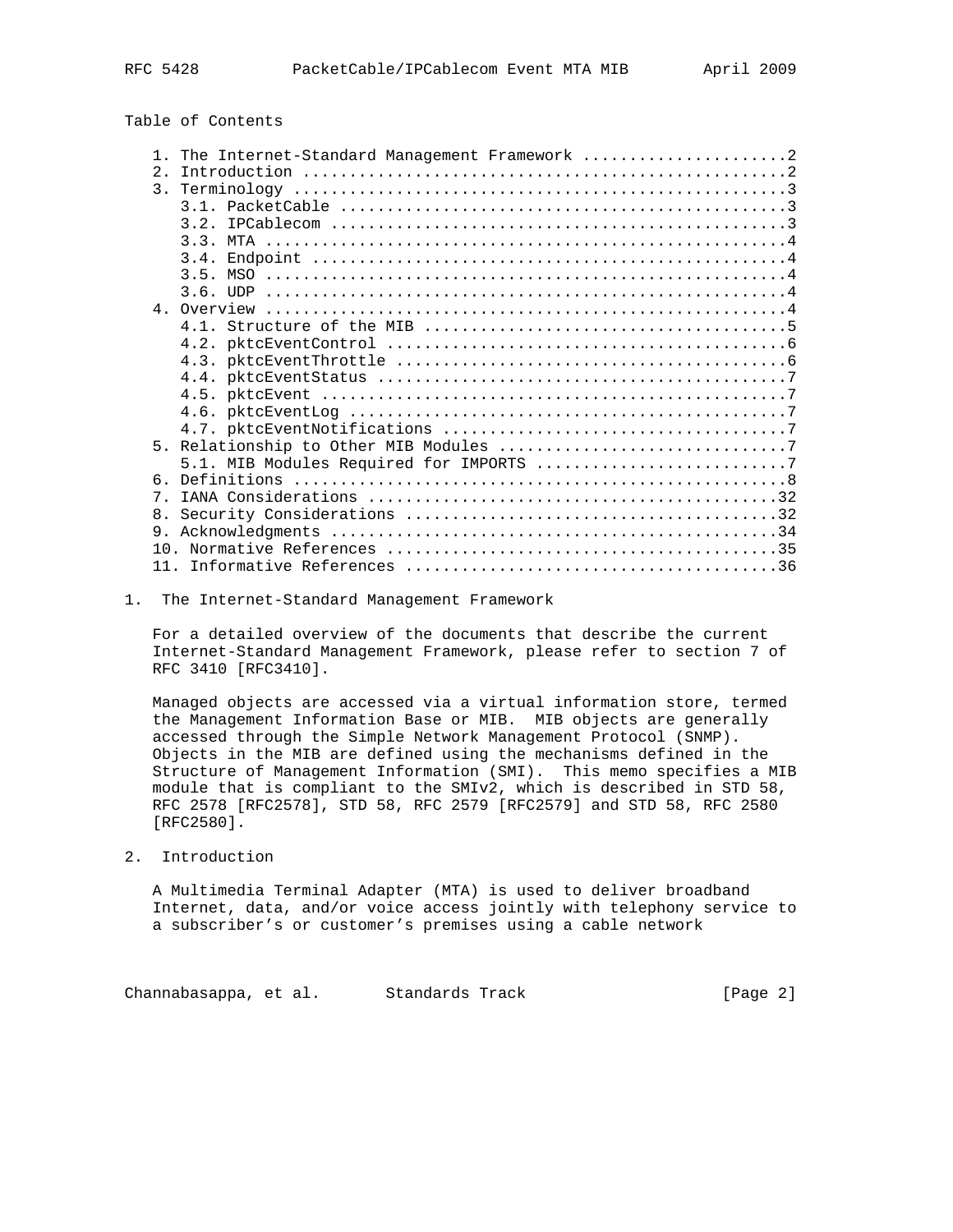Table of Contents

```
   1. The Internet-Standard Management Framework ......................2
   2. Introduction ....................................................2
   3. Terminology .....................................................3
      3.1. PacketCable ................................................3
      3.2. IPCablecom .................................................3
      3.3. MTA ........................................................4
      3.4. Endpoint ...................................................4
      3.5. MSO ........................................................4
      3.6. UDP ........................................................4
   4. Overview ........................................................4
      4.1. Structure of the MIB .......................................5
      4.2. pktcEventControl ...........................................6
      4.3. pktcEventThrottle ..........................................6
      4.4. pktcEventStatus ............................................7
      4.5. pktcEvent ..................................................7
      4.6. pktcEventLog ...............................................7
      4.7. pktcEventNotifications .....................................7
   5. Relationship to Other MIB Modules ...............................7
      5.1. MIB Modules Required for IMPORTS ...........................7
   6. Definitions .....................................................8
   7. IANA Considerations ............................................32
   8. Security Considerations ........................................32
   9. Acknowledgments ................................................34
   10. Normative References ..........................................35
   11. Informative References ........................................36
```

# 1. The Internet-Standard Management Framework

For a detailed overview of the documents that describe the current Internet-Standard Management Framework, please refer to section 7 of RFC 3410 [RFC3410].

Managed objects are accessed via a virtual information store, termed the Management Information Base or MIB. MIB objects are generally accessed through the Simple Network Management Protocol (SNMP). Objects in the MIB are defined using the mechanisms defined in the Structure of Management Information (SMI). This memo specifies a MIB module that is compliant to the SMIv2, which is described in STD 58, RFC 2578 [RFC2578], STD 58, RFC 2579 [RFC2579] and STD 58, RFC 2580 [RFC2580].

# 2. Introduction

A Multimedia Terminal Adapter (MTA) is used to deliver broadband Internet, data, and/or voice access jointly with telephony service to a subscriber's or customer's premises using a cable network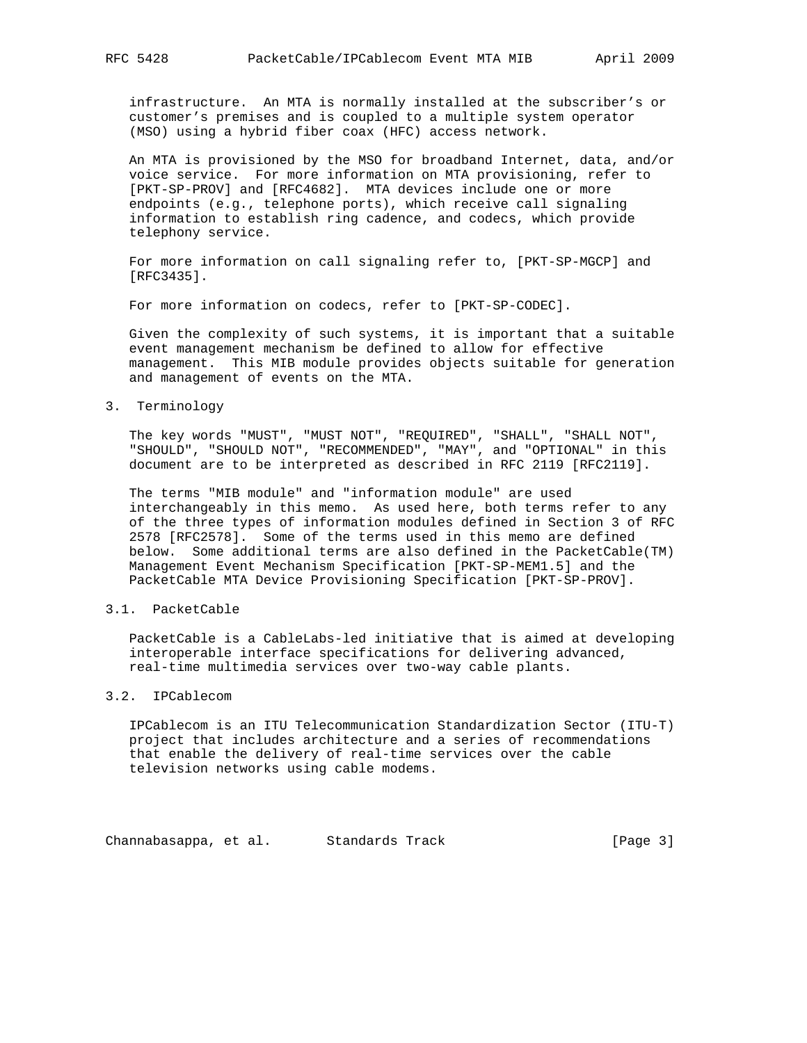infrastructure. An MTA is normally installed at the subscriber’s or customer’s premises and is coupled to a multiple system operator (MSO) using a hybrid fiber coax (HFC) access network.

An MTA is provisioned by the MSO for broadband Internet, data, and/or voice service. For more information on MTA provisioning, refer to [PKT-SP-PROV] and [RFC4682]. MTA devices include one or more endpoints (e.g., telephone ports), which receive call signaling information to establish ring cadence, and codecs, which provide telephony service.

For more information on call signaling refer to, [PKT-SP-MGCP] and [RFC3435].

For more information on codecs, refer to [PKT-SP-CODEC].

Given the complexity of such systems, it is important that a suitable event management mechanism be defined to allow for effective management. This MIB module provides objects suitable for generation and management of events on the MTA.

## 3. Terminology

The key words "MUST", "MUST NOT", "REQUIRED", "SHALL", "SHALL NOT", "SHOULD", "SHOULD NOT", "RECOMMENDED", "MAY", and "OPTIONAL" in this document are to be interpreted as described in RFC 2119 [RFC2119].

The terms "MIB module" and "information module" are used interchangeably in this memo. As used here, both terms refer to any of the three types of information modules defined in Section 3 of RFC 2578 [RFC2578]. Some of the terms used in this memo are defined below. Some additional terms are also defined in the PacketCable(TM) Management Event Mechanism Specification [PKT-SP-MEM1.5] and the PacketCable MTA Device Provisioning Specification [PKT-SP-PROV].

### 3.1. PacketCable

PacketCable is a CableLabs-led initiative that is aimed at developing interoperable interface specifications for delivering advanced, real-time multimedia services over two-way cable plants.

### 3.2. IPCablecom

IPCablecom is an ITU Telecommunication Standardization Sector (ITU-T) project that includes architecture and a series of recommendations that enable the delivery of real-time services over the cable television networks using cable modems.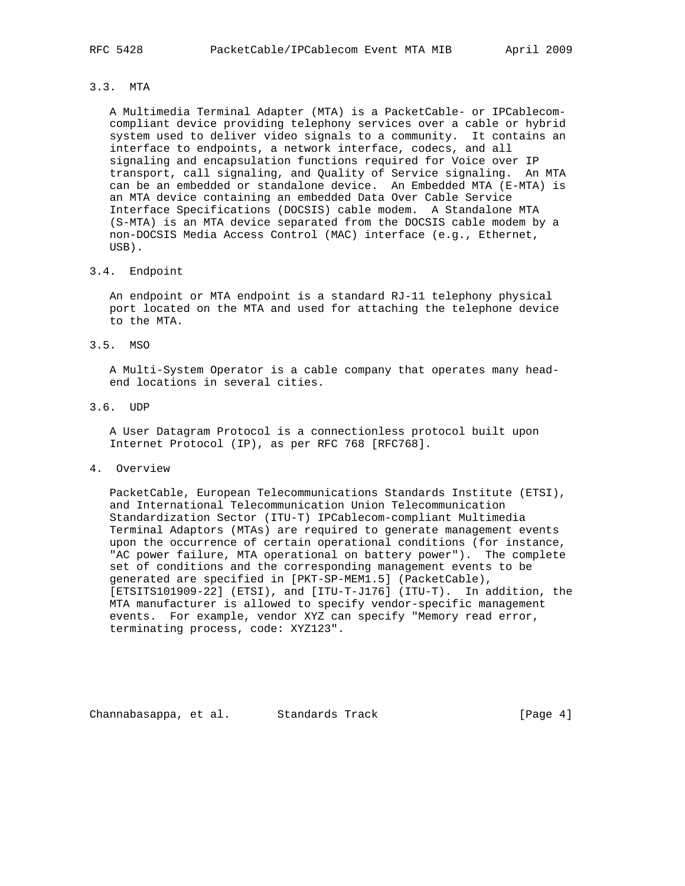### 3.3. MTA

A Multimedia Terminal Adapter (MTA) is a PacketCable- or IPCablecom-compliant device providing telephony services over a cable or hybrid system used to deliver video signals to a community. It contains an interface to endpoints, a network interface, codecs, and all signaling and encapsulation functions required for Voice over IP transport, call signaling, and Quality of Service signaling. An MTA can be an embedded or standalone device. An Embedded MTA (E-MTA) is an MTA device containing an embedded Data Over Cable Service Interface Specifications (DOCSIS) cable modem. A Standalone MTA (S-MTA) is an MTA device separated from the DOCSIS cable modem by a non-DOCSIS Media Access Control (MAC) interface (e.g., Ethernet, USB).

### 3.4. Endpoint

An endpoint or MTA endpoint is a standard RJ-11 telephony physical port located on the MTA and used for attaching the telephone device to the MTA.

### 3.5. MSO

A Multi-System Operator is a cable company that operates many head-end locations in several cities.

### 3.6. UDP

A User Datagram Protocol is a connectionless protocol built upon Internet Protocol (IP), as per RFC 768 [RFC768].

## 4. Overview

PacketCable, European Telecommunications Standards Institute (ETSI), and International Telecommunication Union Telecommunication Standardization Sector (ITU-T) IPCablecom-compliant Multimedia Terminal Adaptors (MTAs) are required to generate management events upon the occurrence of certain operational conditions (for instance, "AC power failure, MTA operational on battery power"). The complete set of conditions and the corresponding management events to be generated are specified in [PKT-SP-MEM1.5] (PacketCable), [ETSITS101909-22] (ETSI), and [ITU-T-J176] (ITU-T). In addition, the MTA manufacturer is allowed to specify vendor-specific management events. For example, vendor XYZ can specify "Memory read error, terminating process, code: XYZ123".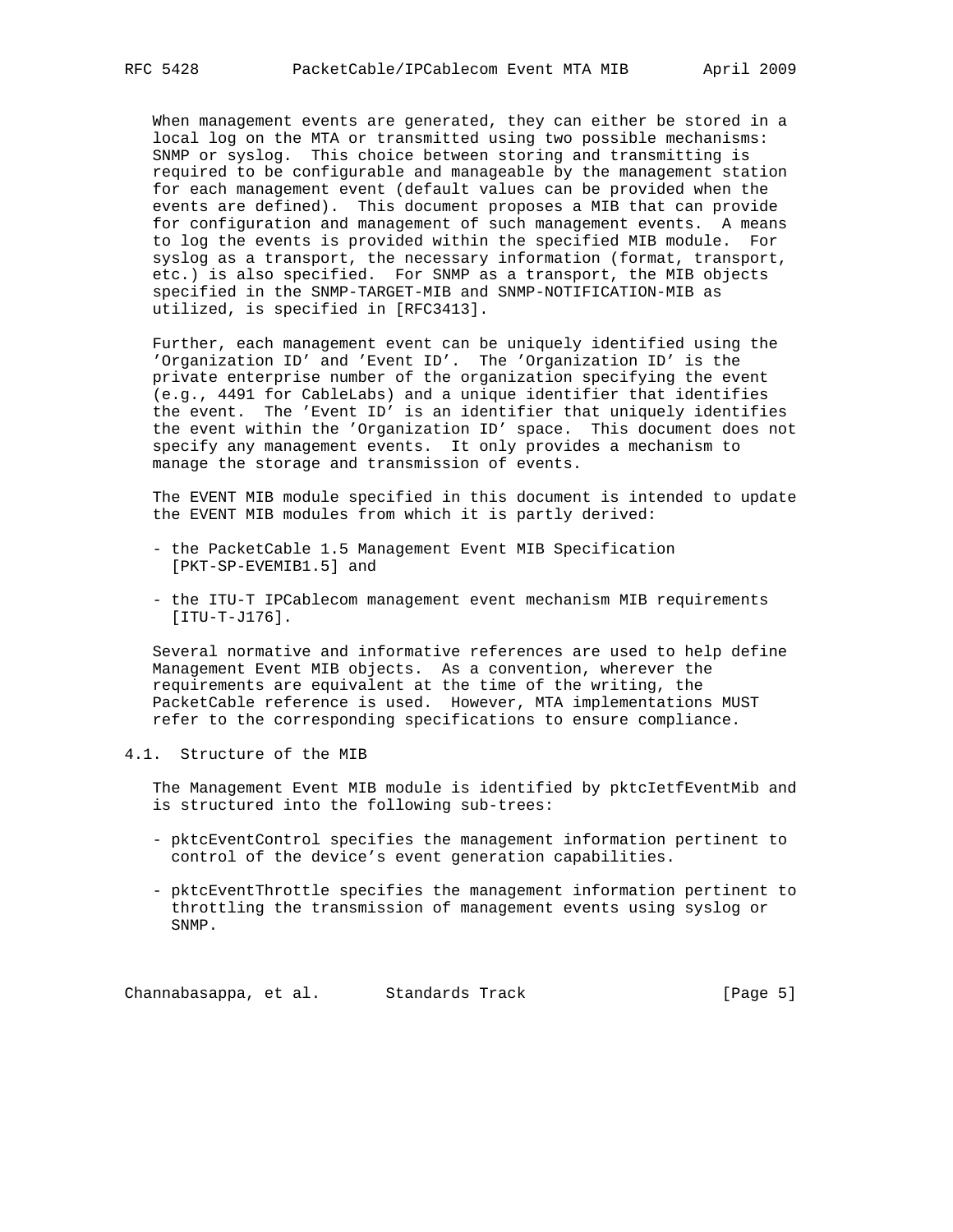When management events are generated, they can either be stored in a local log on the MTA or transmitted using two possible mechanisms: SNMP or syslog. This choice between storing and transmitting is required to be configurable and manageable by the management station for each management event (default values can be provided when the events are defined). This document proposes a MIB that can provide for configuration and management of such management events. A means to log the events is provided within the specified MIB module. For syslog as a transport, the necessary information (format, transport, etc.) is also specified. For SNMP as a transport, the MIB objects specified in the SNMP-TARGET-MIB and SNMP-NOTIFICATION-MIB as utilized, is specified in [RFC3413].

Further, each management event can be uniquely identified using the 'Organization ID' and 'Event ID'. The 'Organization ID' is the private enterprise number of the organization specifying the event (e.g., 4491 for CableLabs) and a unique identifier that identifies the event. The 'Event ID' is an identifier that uniquely identifies the event within the 'Organization ID' space. This document does not specify any management events. It only provides a mechanism to manage the storage and transmission of events.

The EVENT MIB module specified in this document is intended to update the EVENT MIB modules from which it is partly derived:

- the PacketCable 1.5 Management Event MIB Specification [PKT-SP-EVEMIB1.5] and
- the ITU-T IPCablecom management event mechanism MIB requirements [ITU-T-J176].

Several normative and informative references are used to help define Management Event MIB objects. As a convention, wherever the requirements are equivalent at the time of the writing, the PacketCable reference is used. However, MTA implementations MUST refer to the corresponding specifications to ensure compliance.

## 4.1. Structure of the MIB

The Management Event MIB module is identified by pktcIetfEventMib and is structured into the following sub-trees:

- pktcEventControl specifies the management information pertinent to control of the device's event generation capabilities.
- pktcEventThrottle specifies the management information pertinent to throttling the transmission of management events using syslog or SNMP.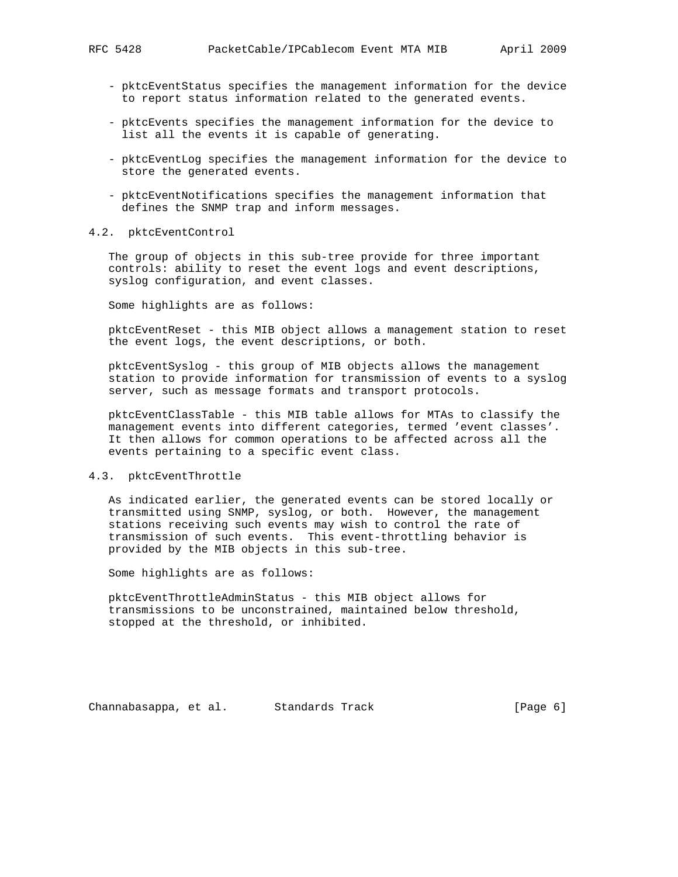- pktcEventStatus specifies the management information for the device to report status information related to the generated events.

- pktcEvents specifies the management information for the device to list all the events it is capable of generating.

- pktcEventLog specifies the management information for the device to store the generated events.

- pktcEventNotifications specifies the management information that defines the SNMP trap and inform messages.

### 4.2. pktcEventControl

The group of objects in this sub-tree provide for three important controls: ability to reset the event logs and event descriptions, syslog configuration, and event classes.

Some highlights are as follows:

pktcEventReset - this MIB object allows a management station to reset the event logs, the event descriptions, or both.

pktcEventSyslog - this group of MIB objects allows the management station to provide information for transmission of events to a syslog server, such as message formats and transport protocols.

pktcEventClassTable - this MIB table allows for MTAs to classify the management events into different categories, termed 'event classes'. It then allows for common operations to be affected across all the events pertaining to a specific event class.

### 4.3. pktcEventThrottle

As indicated earlier, the generated events can be stored locally or transmitted using SNMP, syslog, or both. However, the management stations receiving such events may wish to control the rate of transmission of such events. This event-throttling behavior is provided by the MIB objects in this sub-tree.

Some highlights are as follows:

pktcEventThrottleAdminStatus - this MIB object allows for transmissions to be unconstrained, maintained below threshold, stopped at the threshold, or inhibited.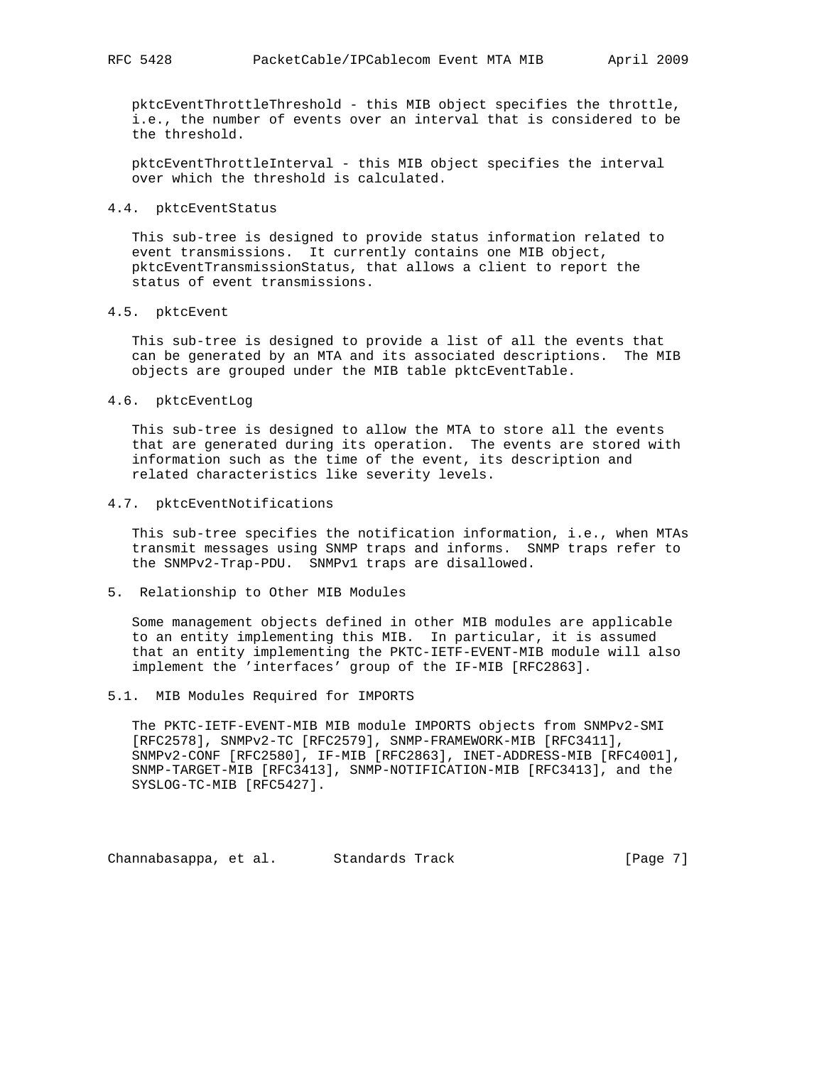pktcEventThrottleThreshold - this MIB object specifies the throttle, i.e., the number of events over an interval that is considered to be the threshold.

pktcEventThrottleInterval - this MIB object specifies the interval over which the threshold is calculated.

### 4.4. pktcEventStatus

This sub-tree is designed to provide status information related to event transmissions. It currently contains one MIB object, pktcEventTransmissionStatus, that allows a client to report the status of event transmissions.

### 4.5. pktcEvent

This sub-tree is designed to provide a list of all the events that can be generated by an MTA and its associated descriptions. The MIB objects are grouped under the MIB table pktcEventTable.

### 4.6. pktcEventLog

This sub-tree is designed to allow the MTA to store all the events that are generated during its operation. The events are stored with information such as the time of the event, its description and related characteristics like severity levels.

### 4.7. pktcEventNotifications

This sub-tree specifies the notification information, i.e., when MTAs transmit messages using SNMP traps and informs. SNMP traps refer to the SNMPv2-Trap-PDU. SNMPv1 traps are disallowed.

## 5. Relationship to Other MIB Modules

Some management objects defined in other MIB modules are applicable to an entity implementing this MIB. In particular, it is assumed that an entity implementing the PKTC-IETF-EVENT-MIB module will also implement the 'interfaces' group of the IF-MIB [RFC2863].

### 5.1. MIB Modules Required for IMPORTS

The PKTC-IETF-EVENT-MIB MIB module IMPORTS objects from SNMPv2-SMI [RFC2578], SNMPv2-TC [RFC2579], SNMP-FRAMEWORK-MIB [RFC3411], SNMPv2-CONF [RFC2580], IF-MIB [RFC2863], INET-ADDRESS-MIB [RFC4001], SNMP-TARGET-MIB [RFC3413], SNMP-NOTIFICATION-MIB [RFC3413], and the SYSLOG-TC-MIB [RFC5427].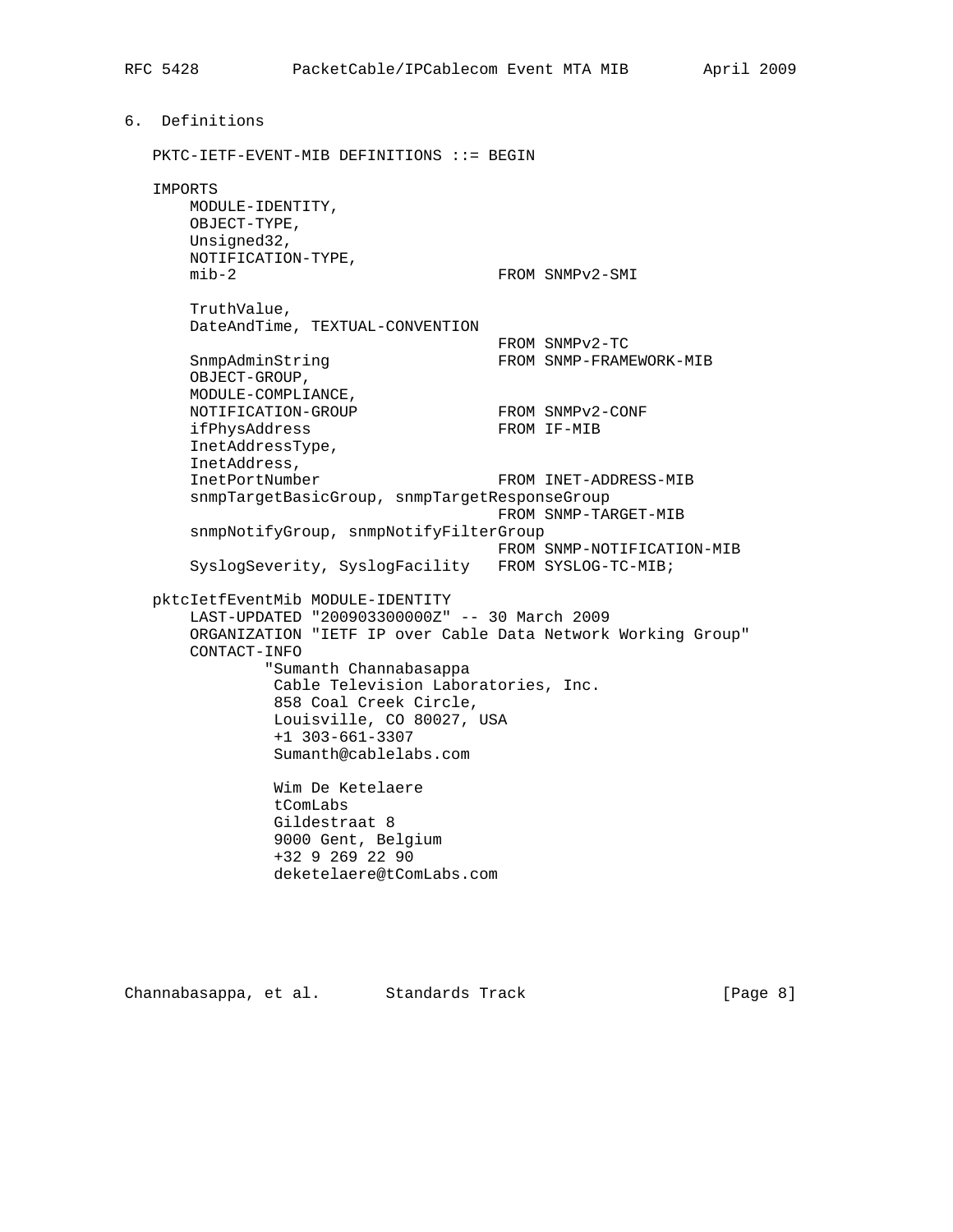## 6. Definitions

```
   PKTC-IETF-EVENT-MIB DEFINITIONS ::= BEGIN

   IMPORTS
       MODULE-IDENTITY,
       OBJECT-TYPE,
       Unsigned32,
       NOTIFICATION-TYPE,
       mib-2                             FROM SNMPv2-SMI

       TruthValue,
       DateAndTime, TEXTUAL-CONVENTION
                                         FROM SNMPv2-TC
       SnmpAdminString                   FROM SNMP-FRAMEWORK-MIB
       OBJECT-GROUP,
       MODULE-COMPLIANCE,
       NOTIFICATION-GROUP                FROM SNMPv2-CONF
       ifPhysAddress                     FROM IF-MIB
       InetAddressType,
       InetAddress,
       InetPortNumber                    FROM INET-ADDRESS-MIB
       snmpTargetBasicGroup, snmpTargetResponseGroup
                                         FROM SNMP-TARGET-MIB
       snmpNotifyGroup, snmpNotifyFilterGroup
                                         FROM SNMP-NOTIFICATION-MIB
       SyslogSeverity, SyslogFacility   FROM SYSLOG-TC-MIB;

   pktcIetfEventMib MODULE-IDENTITY
       LAST-UPDATED "200903300000Z" -- 30 March 2009
       ORGANIZATION "IETF IP over Cable Data Network Working Group"
       CONTACT-INFO
               "Sumanth Channabasappa
                Cable Television Laboratories, Inc.
                858 Coal Creek Circle,
                Louisville, CO 80027, USA
                +1 303-661-3307
                Sumanth@cablelabs.com

                Wim De Ketelaere
                tComLabs
                Gildestraat 8
                9000 Gent, Belgium
                +32 9 269 22 90
                deketelaere@tComLabs.com
```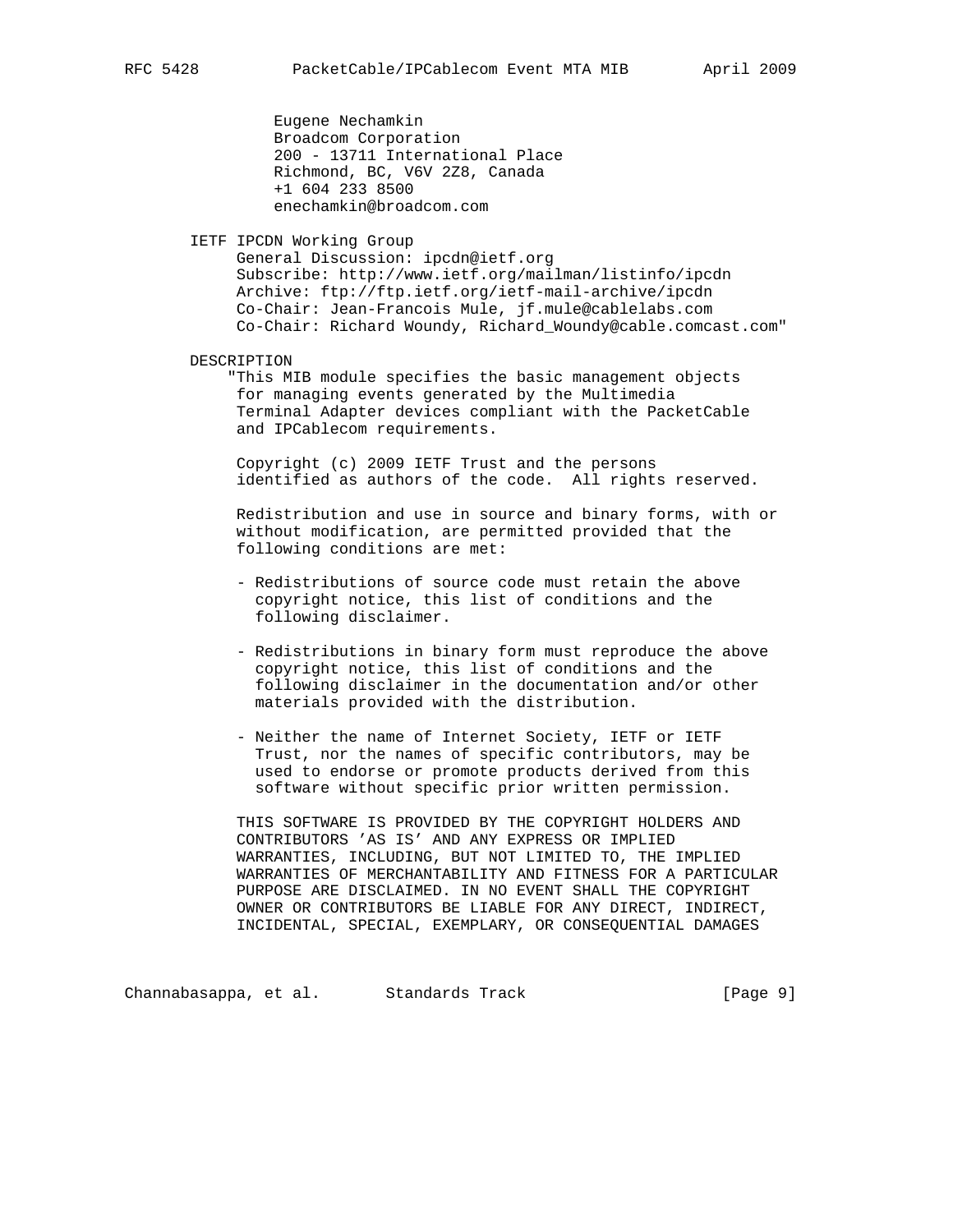```
             Eugene Nechamkin
             Broadcom Corporation
             200 - 13711 International Place
             Richmond, BC, V6V 2Z8, Canada
             +1 604 233 8500
             enechamkin@broadcom.com

        IETF IPCDN Working Group
             General Discussion: ipcdn@ietf.org
             Subscribe: http://www.ietf.org/mailman/listinfo/ipcdn
             Archive: ftp://ftp.ietf.org/ietf-mail-archive/ipcdn
             Co-Chair: Jean-Francois Mule, jf.mule@cablelabs.com
             Co-Chair: Richard Woundy, Richard_Woundy@cable.comcast.com"

        DESCRIPTION
            "This MIB module specifies the basic management objects
             for managing events generated by the Multimedia
             Terminal Adapter devices compliant with the PacketCable
             and IPCablecom requirements.

             Copyright (c) 2009 IETF Trust and the persons
             identified as authors of the code.  All rights reserved.

             Redistribution and use in source and binary forms, with or
             without modification, are permitted provided that the
             following conditions are met:

             - Redistributions of source code must retain the above
               copyright notice, this list of conditions and the
               following disclaimer.

             - Redistributions in binary form must reproduce the above
               copyright notice, this list of conditions and the
               following disclaimer in the documentation and/or other
               materials provided with the distribution.

             - Neither the name of Internet Society, IETF or IETF
               Trust, nor the names of specific contributors, may be
               used to endorse or promote products derived from this
               software without specific prior written permission.

             THIS SOFTWARE IS PROVIDED BY THE COPYRIGHT HOLDERS AND
             CONTRIBUTORS 'AS IS' AND ANY EXPRESS OR IMPLIED
             WARRANTIES, INCLUDING, BUT NOT LIMITED TO, THE IMPLIED
             WARRANTIES OF MERCHANTABILITY AND FITNESS FOR A PARTICULAR
             PURPOSE ARE DISCLAIMED. IN NO EVENT SHALL THE COPYRIGHT
             OWNER OR CONTRIBUTORS BE LIABLE FOR ANY DIRECT, INDIRECT,
             INCIDENTAL, SPECIAL, EXEMPLARY, OR CONSEQUENTIAL DAMAGES
```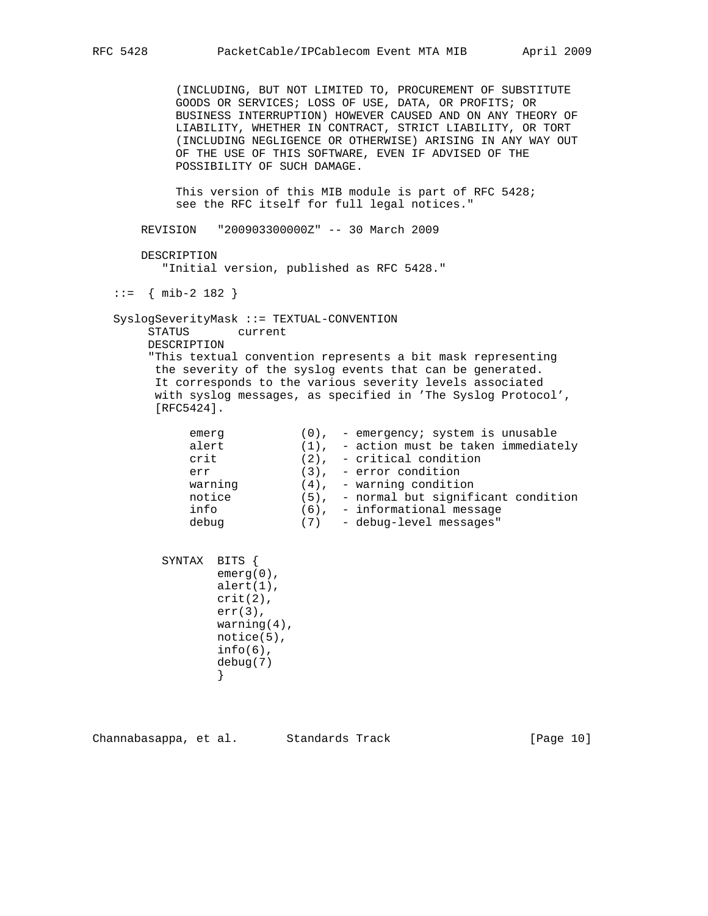```
           (INCLUDING, BUT NOT LIMITED TO, PROCUREMENT OF SUBSTITUTE
           GOODS OR SERVICES; LOSS OF USE, DATA, OR PROFITS; OR
           BUSINESS INTERRUPTION) HOWEVER CAUSED AND ON ANY THEORY OF
           LIABILITY, WHETHER IN CONTRACT, STRICT LIABILITY, OR TORT
           (INCLUDING NEGLIGENCE OR OTHERWISE) ARISING IN ANY WAY OUT
           OF THE USE OF THIS SOFTWARE, EVEN IF ADVISED OF THE
           POSSIBILITY OF SUCH DAMAGE.

           This version of this MIB module is part of RFC 5428;
           see the RFC itself for full legal notices."

       REVISION    "200903300000Z" -- 30 March 2009

       DESCRIPTION
          "Initial version, published as RFC 5428."

   ::=  { mib-2 182 }

   SyslogSeverityMask ::= TEXTUAL-CONVENTION
        STATUS       current
        DESCRIPTION
        "This textual convention represents a bit mask representing
         the severity of the syslog events that can be generated.
         It corresponds to the various severity levels associated
         with syslog messages, as specified in 'The Syslog Protocol',
         [RFC5424].

            emerg           (0),  - emergency; system is unusable
            alert           (1),  - action must be taken immediately
            crit            (2),  - critical condition
            err             (3),  - error condition
            warning         (4),  - warning condition
            notice          (5),  - normal but significant condition
            info            (6),  - informational message
            debug           (7)   - debug-level messages"


         SYNTAX  BITS {
                 emerg(0),
                 alert(1),
                 crit(2),
                 err(3),
                 warning(4),
                 notice(5),
                 info(6),
                 debug(7)
                 }
```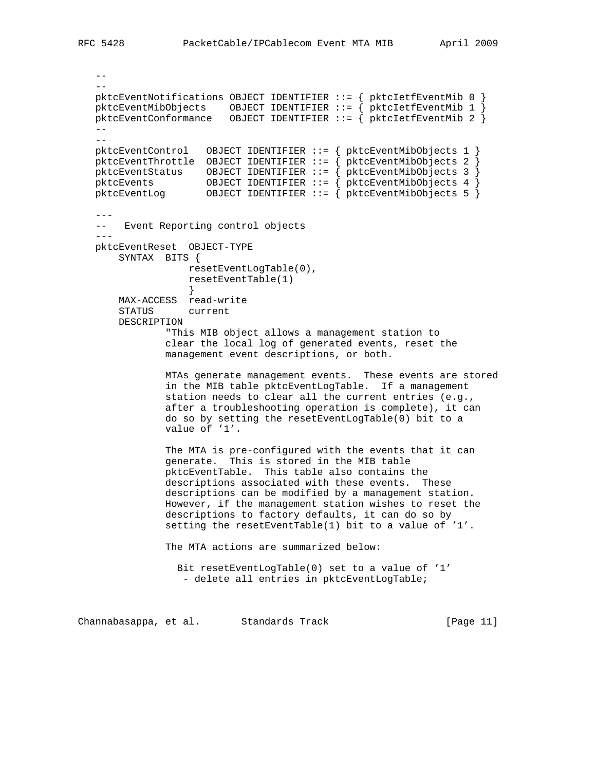```
   --
   --
   pktcEventNotifications OBJECT IDENTIFIER ::= { pktcIetfEventMib 0 }
   pktcEventMibObjects    OBJECT IDENTIFIER ::= { pktcIetfEventMib 1 }
   pktcEventConformance   OBJECT IDENTIFIER ::= { pktcIetfEventMib 2 }
   --
   --
   pktcEventControl   OBJECT IDENTIFIER ::= { pktcEventMibObjects 1 }
   pktcEventThrottle  OBJECT IDENTIFIER ::= { pktcEventMibObjects 2 }
   pktcEventStatus    OBJECT IDENTIFIER ::= { pktcEventMibObjects 3 }
   pktcEvents         OBJECT IDENTIFIER ::= { pktcEventMibObjects 4 }
   pktcEventLog       OBJECT IDENTIFIER ::= { pktcEventMibObjects 5 }

   ---
   --   Event Reporting control objects
   ---
   pktcEventReset  OBJECT-TYPE
       SYNTAX  BITS {
                 resetEventLogTable(0),
                 resetEventTable(1)
                 }
       MAX-ACCESS  read-write
       STATUS      current
       DESCRIPTION
               "This MIB object allows a management station to
               clear the local log of generated events, reset the
               management event descriptions, or both.

               MTAs generate management events.  These events are stored
               in the MIB table pktcEventLogTable.  If a management
               station needs to clear all the current entries (e.g.,
               after a troubleshooting operation is complete), it can
               do so by setting the resetEventLogTable(0) bit to a
               value of '1'.

               The MTA is pre-configured with the events that it can
               generate.  This is stored in the MIB table
               pktcEventTable.  This table also contains the
               descriptions associated with these events.  These
               descriptions can be modified by a management station.
               However, if the management station wishes to reset the
               descriptions to factory defaults, it can do so by
               setting the resetEventTable(1) bit to a value of '1'.

               The MTA actions are summarized below:

                 Bit resetEventLogTable(0) set to a value of '1'
                  - delete all entries in pktcEventLogTable;
```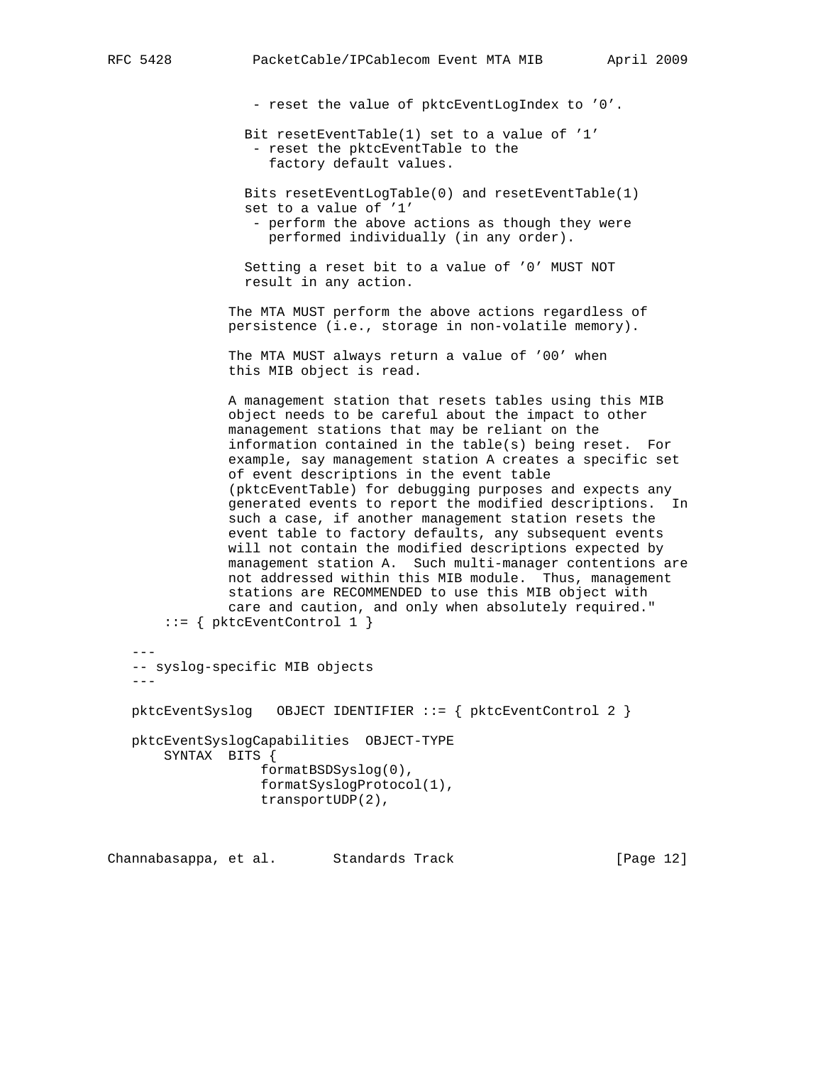```
                 - reset the value of pktcEventLogIndex to '0'.

                Bit resetEventTable(1) set to a value of '1'
                 - reset the pktcEventTable to the
                   factory default values.

                Bits resetEventLogTable(0) and resetEventTable(1)
                set to a value of '1'
                 - perform the above actions as though they were
                   performed individually (in any order).

                Setting a reset bit to a value of '0' MUST NOT
                result in any action.

              The MTA MUST perform the above actions regardless of
              persistence (i.e., storage in non-volatile memory).

              The MTA MUST always return a value of '00' when
              this MIB object is read.

              A management station that resets tables using this MIB
              object needs to be careful about the impact to other
              management stations that may be reliant on the
              information contained in the table(s) being reset.  For
              example, say management station A creates a specific set
              of event descriptions in the event table
              (pktcEventTable) for debugging purposes and expects any
              generated events to report the modified descriptions.  In
              such a case, if another management station resets the
              event table to factory defaults, any subsequent events
              will not contain the modified descriptions expected by
              management station A.  Such multi-manager contentions are
              not addressed within this MIB module.  Thus, management
              stations are RECOMMENDED to use this MIB object with
              care and caution, and only when absolutely required."
        ::= { pktcEventControl 1 }

   ---
   -- syslog-specific MIB objects
   ---

   pktcEventSyslog   OBJECT IDENTIFIER ::= { pktcEventControl 2 }

   pktcEventSyslogCapabilities  OBJECT-TYPE
       SYNTAX  BITS {
                 formatBSDSyslog(0),
                 formatSyslogProtocol(1),
                 transportUDP(2),
```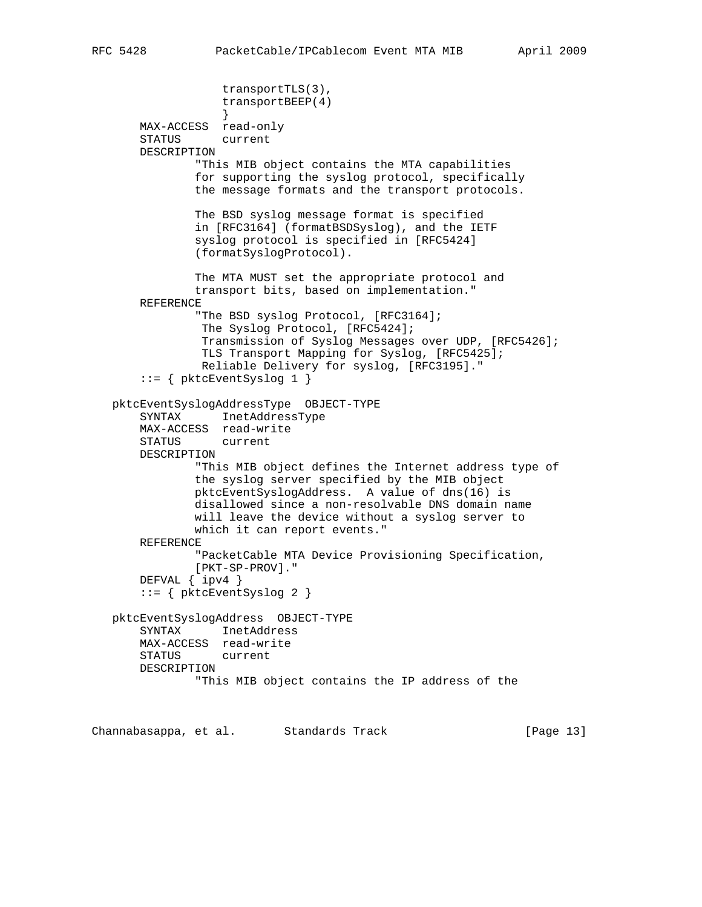```
                  transportTLS(3),
                  transportBEEP(4)
                  }
       MAX-ACCESS  read-only
       STATUS      current
       DESCRIPTION
               "This MIB object contains the MTA capabilities
               for supporting the syslog protocol, specifically
               the message formats and the transport protocols.

               The BSD syslog message format is specified
               in [RFC3164] (formatBSDSyslog), and the IETF
               syslog protocol is specified in [RFC5424]
               (formatSyslogProtocol).

               The MTA MUST set the appropriate protocol and
               transport bits, based on implementation."
       REFERENCE
               "The BSD syslog Protocol, [RFC3164];
                The Syslog Protocol, [RFC5424];
                Transmission of Syslog Messages over UDP, [RFC5426];
                TLS Transport Mapping for Syslog, [RFC5425];
                Reliable Delivery for syslog, [RFC3195]."
       ::= { pktcEventSyslog 1 }

   pktcEventSyslogAddressType  OBJECT-TYPE
       SYNTAX      InetAddressType
       MAX-ACCESS  read-write
       STATUS      current
       DESCRIPTION
               "This MIB object defines the Internet address type of
               the syslog server specified by the MIB object
               pktcEventSyslogAddress.  A value of dns(16) is
               disallowed since a non-resolvable DNS domain name
               will leave the device without a syslog server to
               which it can report events."
       REFERENCE
               "PacketCable MTA Device Provisioning Specification,
               [PKT-SP-PROV]."
       DEFVAL { ipv4 }
       ::= { pktcEventSyslog 2 }

   pktcEventSyslogAddress  OBJECT-TYPE
       SYNTAX      InetAddress
       MAX-ACCESS  read-write
       STATUS      current
       DESCRIPTION
               "This MIB object contains the IP address of the
```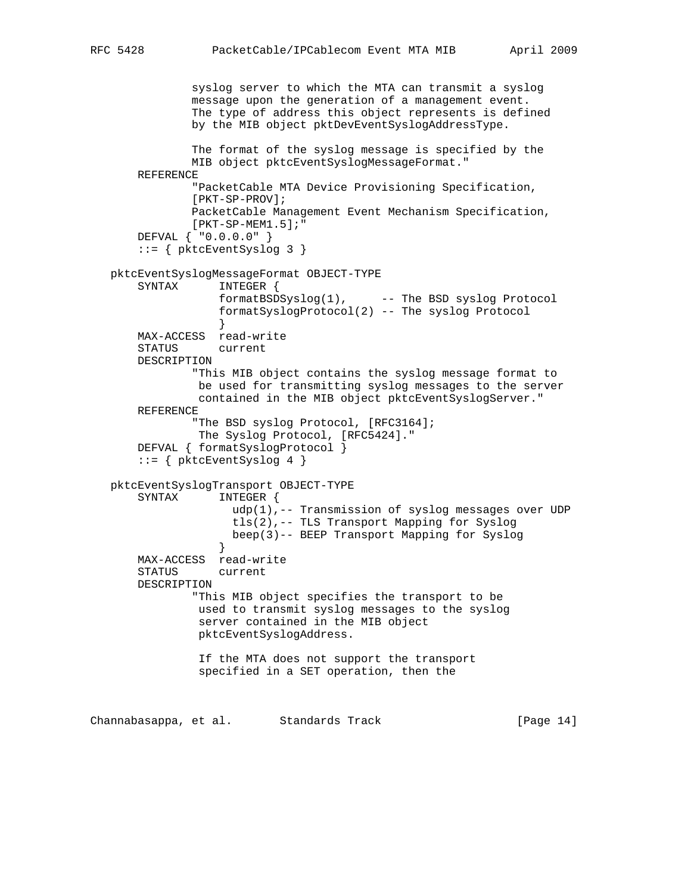```
             syslog server to which the MTA can transmit a syslog
             message upon the generation of a management event.
             The type of address this object represents is defined
             by the MIB object pktDevEventSyslogAddressType.

             The format of the syslog message is specified by the
             MIB object pktcEventSyslogMessageFormat."
     REFERENCE
             "PacketCable MTA Device Provisioning Specification,
             [PKT-SP-PROV];
             PacketCable Management Event Mechanism Specification,
             [PKT-SP-MEM1.5];"
     DEFVAL { "0.0.0.0" }
     ::= { pktcEventSyslog 3 }

 pktcEventSyslogMessageFormat OBJECT-TYPE
     SYNTAX      INTEGER {
                 formatBSDSyslog(1),     -- The BSD syslog Protocol
                 formatSyslogProtocol(2) -- The syslog Protocol
                 }
     MAX-ACCESS  read-write
     STATUS      current
     DESCRIPTION
             "This MIB object contains the syslog message format to
              be used for transmitting syslog messages to the server
              contained in the MIB object pktcEventSyslogServer."
     REFERENCE
             "The BSD syslog Protocol, [RFC3164];
              The Syslog Protocol, [RFC5424]."
     DEFVAL { formatSyslogProtocol }
     ::= { pktcEventSyslog 4 }

 pktcEventSyslogTransport OBJECT-TYPE
     SYNTAX      INTEGER {
                   udp(1),-- Transmission of syslog messages over UDP
                   tls(2),-- TLS Transport Mapping for Syslog
                   beep(3)-- BEEP Transport Mapping for Syslog
                 }
     MAX-ACCESS  read-write
     STATUS      current
     DESCRIPTION
             "This MIB object specifies the transport to be
              used to transmit syslog messages to the syslog
              server contained in the MIB object
              pktcEventSyslogAddress.

              If the MTA does not support the transport
              specified in a SET operation, then the
```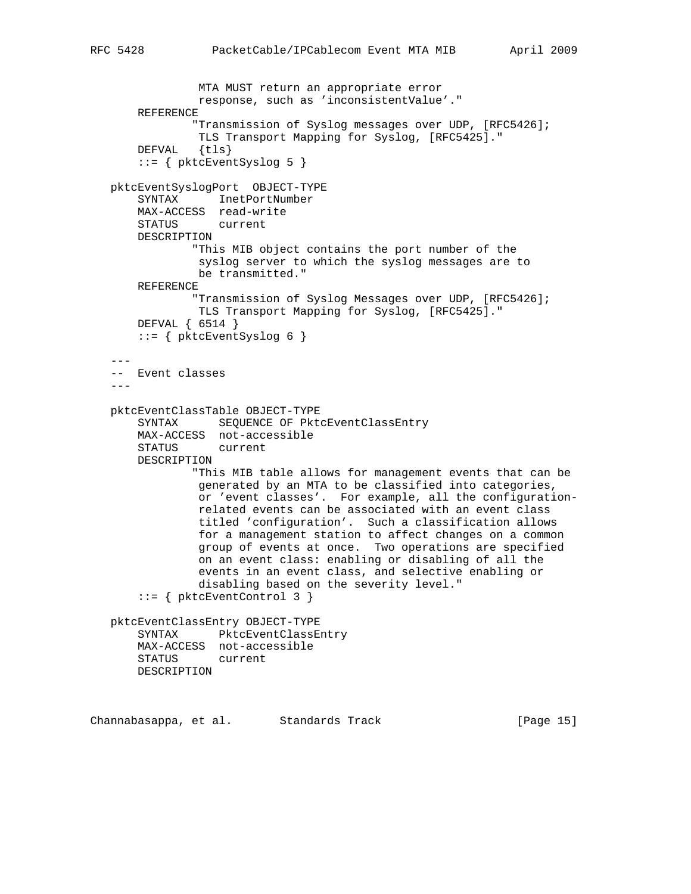```
                MTA MUST return an appropriate error
                response, such as 'inconsistentValue'."
       REFERENCE
               "Transmission of Syslog messages over UDP, [RFC5426];
                TLS Transport Mapping for Syslog, [RFC5425]."
       DEFVAL   {tls}
       ::= { pktcEventSyslog 5 }

   pktcEventSyslogPort  OBJECT-TYPE
       SYNTAX      InetPortNumber
       MAX-ACCESS  read-write
       STATUS      current
       DESCRIPTION
               "This MIB object contains the port number of the
                syslog server to which the syslog messages are to
                be transmitted."
       REFERENCE
               "Transmission of Syslog Messages over UDP, [RFC5426];
                TLS Transport Mapping for Syslog, [RFC5425]."
       DEFVAL { 6514 }
       ::= { pktcEventSyslog 6 }

   ---
   --  Event classes
   ---

   pktcEventClassTable OBJECT-TYPE
       SYNTAX      SEQUENCE OF PktcEventClassEntry
       MAX-ACCESS  not-accessible
       STATUS      current
       DESCRIPTION
               "This MIB table allows for management events that can be
                generated by an MTA to be classified into categories,
                or 'event classes'.  For example, all the configuration-
                related events can be associated with an event class
                titled 'configuration'.  Such a classification allows
                for a management station to affect changes on a common
                group of events at once.  Two operations are specified
                on an event class: enabling or disabling of all the
                events in an event class, and selective enabling or
                disabling based on the severity level."
       ::= { pktcEventControl 3 }

   pktcEventClassEntry OBJECT-TYPE
       SYNTAX      PktcEventClassEntry
       MAX-ACCESS  not-accessible
       STATUS      current
       DESCRIPTION
```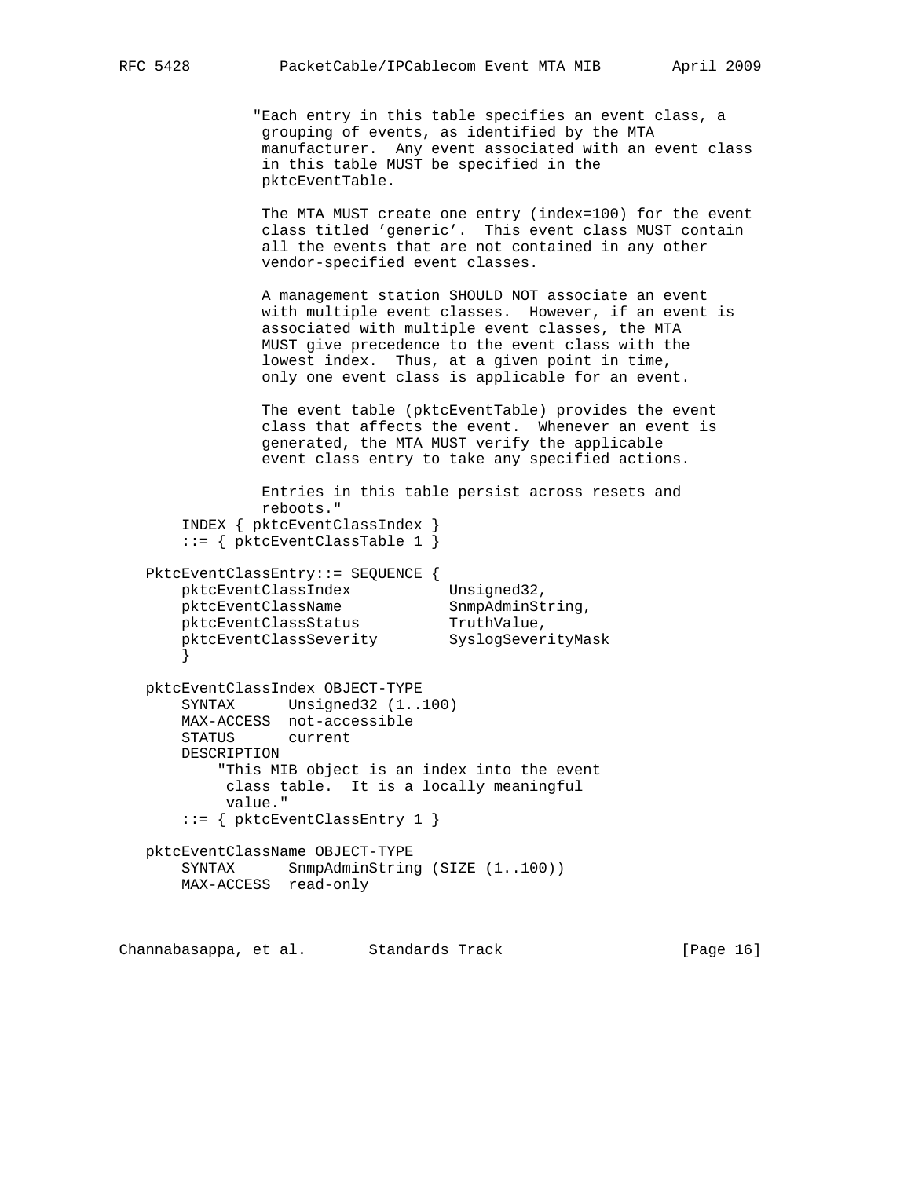```
               "Each entry in this table specifies an event class, a
                grouping of events, as identified by the MTA
                manufacturer.  Any event associated with an event class
                in this table MUST be specified in the
                pktcEventTable.

                The MTA MUST create one entry (index=100) for the event
                class titled 'generic'.  This event class MUST contain
                all the events that are not contained in any other
                vendor-specified event classes.

                A management station SHOULD NOT associate an event
                with multiple event classes.  However, if an event is
                associated with multiple event classes, the MTA
                MUST give precedence to the event class with the
                lowest index.  Thus, at a given point in time,
                only one event class is applicable for an event.

                The event table (pktcEventTable) provides the event
                class that affects the event.  Whenever an event is
                generated, the MTA MUST verify the applicable
                event class entry to take any specified actions.

                Entries in this table persist across resets and
                reboots."
       INDEX { pktcEventClassIndex }
       ::= { pktcEventClassTable 1 }

   PktcEventClassEntry::= SEQUENCE {
       pktcEventClassIndex          Unsigned32,
       pktcEventClassName           SnmpAdminString,
       pktcEventClassStatus         TruthValue,
       pktcEventClassSeverity       SyslogSeverityMask
       }

   pktcEventClassIndex OBJECT-TYPE
       SYNTAX      Unsigned32 (1..100)
       MAX-ACCESS  not-accessible
       STATUS      current
       DESCRIPTION
           "This MIB object is an index into the event
            class table.  It is a locally meaningful
            value."
       ::= { pktcEventClassEntry 1 }

   pktcEventClassName OBJECT-TYPE
       SYNTAX      SnmpAdminString (SIZE (1..100))
       MAX-ACCESS  read-only
```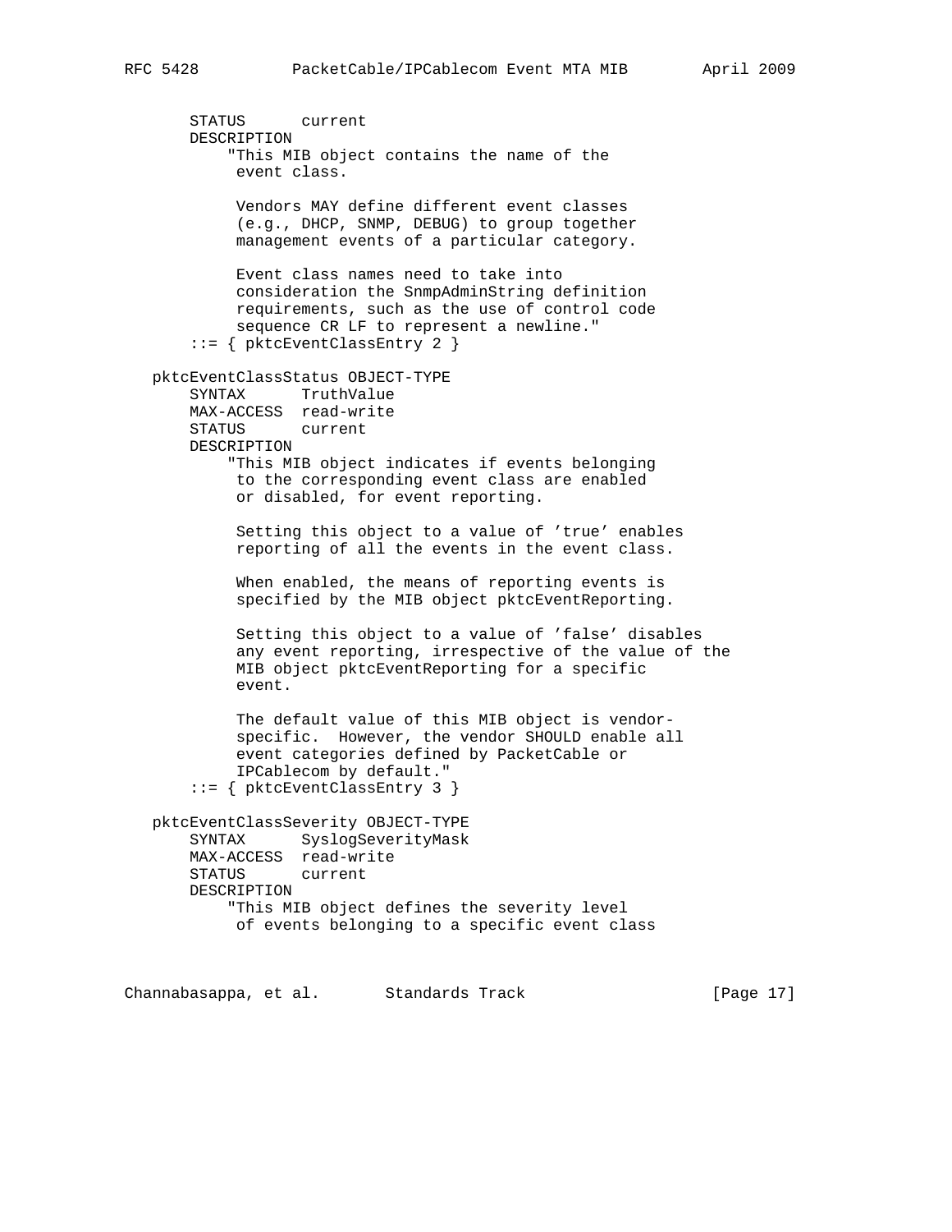```
       STATUS      current
       DESCRIPTION
           "This MIB object contains the name of the
            event class.

            Vendors MAY define different event classes
            (e.g., DHCP, SNMP, DEBUG) to group together
            management events of a particular category.

            Event class names need to take into
            consideration the SnmpAdminString definition
            requirements, such as the use of control code
            sequence CR LF to represent a newline."
       ::= { pktcEventClassEntry 2 }

   pktcEventClassStatus OBJECT-TYPE
       SYNTAX      TruthValue
       MAX-ACCESS  read-write
       STATUS      current
       DESCRIPTION
           "This MIB object indicates if events belonging
            to the corresponding event class are enabled
            or disabled, for event reporting.

            Setting this object to a value of 'true' enables
            reporting of all the events in the event class.

            When enabled, the means of reporting events is
            specified by the MIB object pktcEventReporting.

            Setting this object to a value of 'false' disables
            any event reporting, irrespective of the value of the
            MIB object pktcEventReporting for a specific
            event.

            The default value of this MIB object is vendor-
            specific.  However, the vendor SHOULD enable all
            event categories defined by PacketCable or
            IPCablecom by default."
       ::= { pktcEventClassEntry 3 }

   pktcEventClassSeverity OBJECT-TYPE
       SYNTAX      SyslogSeverityMask
       MAX-ACCESS  read-write
       STATUS      current
       DESCRIPTION
           "This MIB object defines the severity level
            of events belonging to a specific event class
```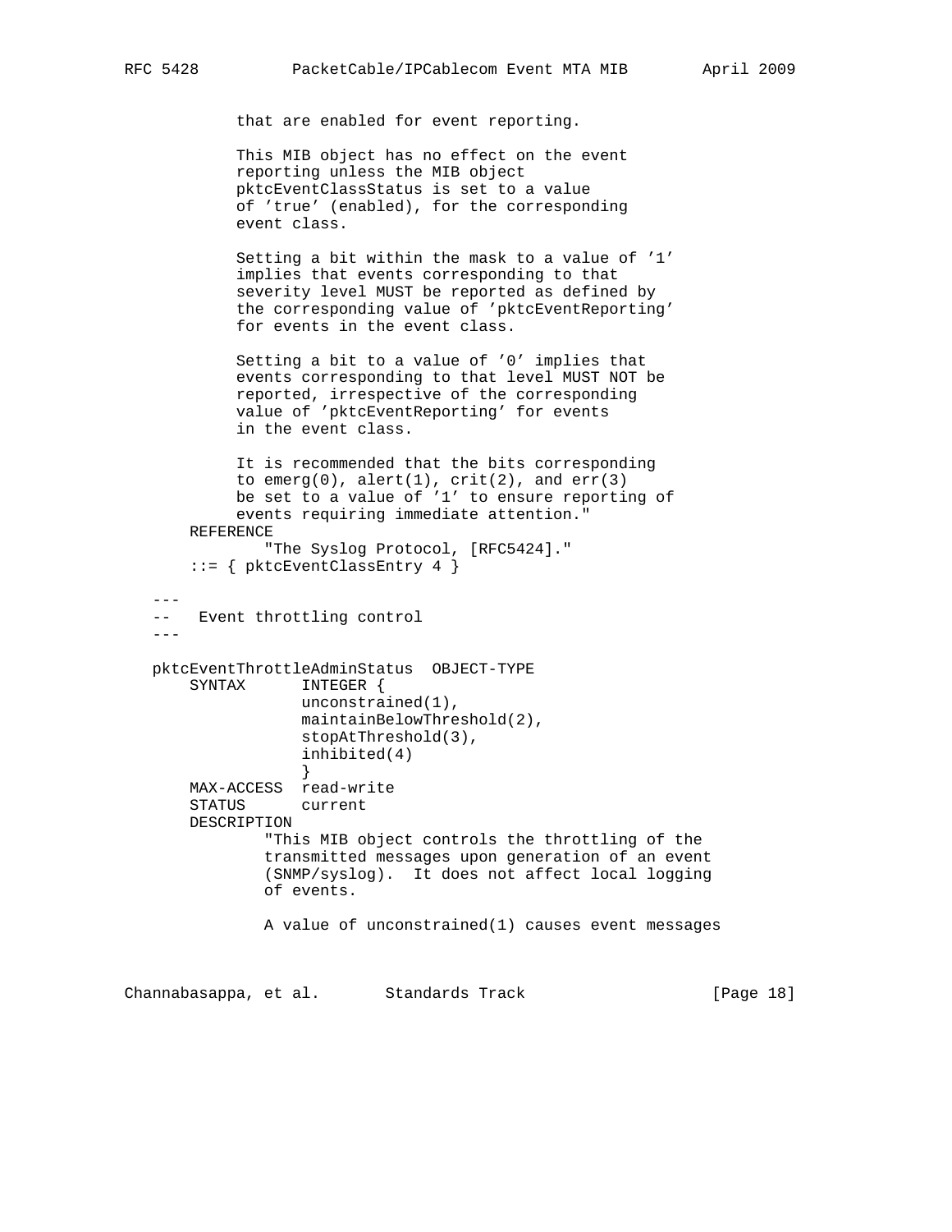```
           that are enabled for event reporting.

           This MIB object has no effect on the event
           reporting unless the MIB object
           pktcEventClassStatus is set to a value
           of 'true' (enabled), for the corresponding
           event class.

           Setting a bit within the mask to a value of '1'
           implies that events corresponding to that
           severity level MUST be reported as defined by
           the corresponding value of 'pktcEventReporting'
           for events in the event class.

           Setting a bit to a value of '0' implies that
           events corresponding to that level MUST NOT be
           reported, irrespective of the corresponding
           value of 'pktcEventReporting' for events
           in the event class.

           It is recommended that the bits corresponding
           to emerg(0), alert(1), crit(2), and err(3)
           be set to a value of '1' to ensure reporting of
           events requiring immediate attention."
       REFERENCE
             "The Syslog Protocol, [RFC5424]."
       ::= { pktcEventClassEntry 4 }

   ---
   --   Event throttling control
   ---

   pktcEventThrottleAdminStatus  OBJECT-TYPE
       SYNTAX      INTEGER {
                   unconstrained(1),
                   maintainBelowThreshold(2),
                   stopAtThreshold(3),
                   inhibited(4)
                   }
       MAX-ACCESS  read-write
       STATUS      current
       DESCRIPTION
              "This MIB object controls the throttling of the
              transmitted messages upon generation of an event
              (SNMP/syslog).  It does not affect local logging
              of events.

              A value of unconstrained(1) causes event messages
```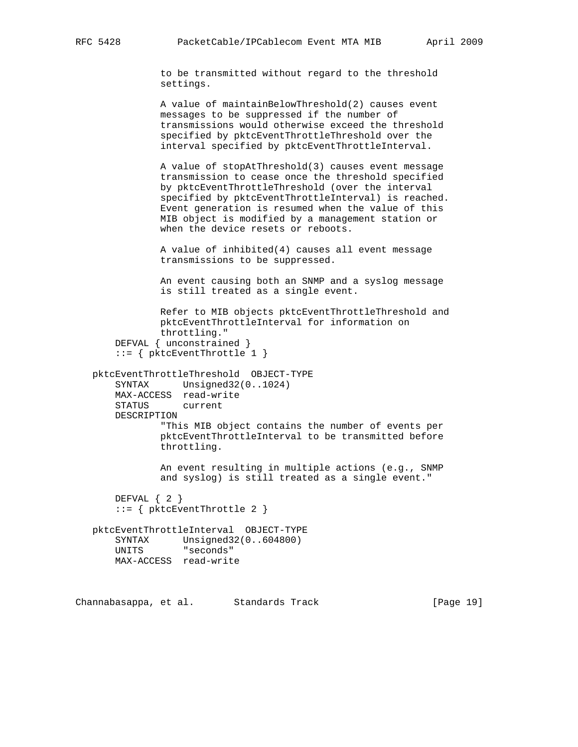```
               to be transmitted without regard to the threshold
               settings.

               A value of maintainBelowThreshold(2) causes event
               messages to be suppressed if the number of
               transmissions would otherwise exceed the threshold
               specified by pktcEventThrottleThreshold over the
               interval specified by pktcEventThrottleInterval.

               A value of stopAtThreshold(3) causes event message
               transmission to cease once the threshold specified
               by pktcEventThrottleThreshold (over the interval
               specified by pktcEventThrottleInterval) is reached.
               Event generation is resumed when the value of this
               MIB object is modified by a management station or
               when the device resets or reboots.

               A value of inhibited(4) causes all event message
               transmissions to be suppressed.

               An event causing both an SNMP and a syslog message
               is still treated as a single event.

               Refer to MIB objects pktcEventThrottleThreshold and
               pktcEventThrottleInterval for information on
               throttling."
       DEFVAL { unconstrained }
       ::= { pktcEventThrottle 1 }

   pktcEventThrottleThreshold  OBJECT-TYPE
       SYNTAX      Unsigned32(0..1024)
       MAX-ACCESS  read-write
       STATUS      current
       DESCRIPTION
               "This MIB object contains the number of events per
               pktcEventThrottleInterval to be transmitted before
               throttling.

               An event resulting in multiple actions (e.g., SNMP
               and syslog) is still treated as a single event."

       DEFVAL { 2 }
       ::= { pktcEventThrottle 2 }

   pktcEventThrottleInterval  OBJECT-TYPE
       SYNTAX      Unsigned32(0..604800)
       UNITS       "seconds"
       MAX-ACCESS  read-write
```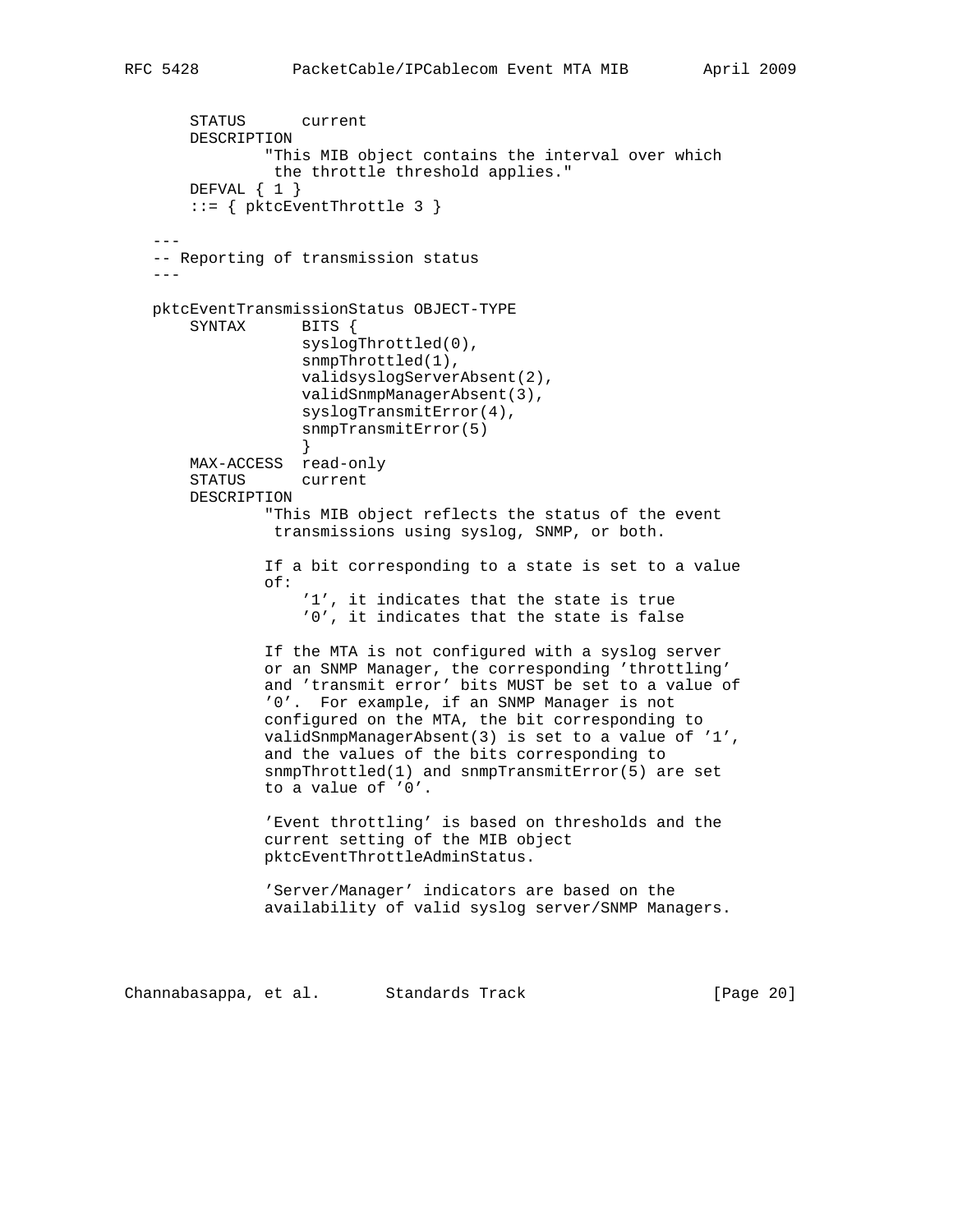```
       STATUS      current
       DESCRIPTION
               "This MIB object contains the interval over which
                the throttle threshold applies."
       DEFVAL { 1 }
       ::= { pktcEventThrottle 3 }

   ---
   -- Reporting of transmission status
   ---

   pktcEventTransmissionStatus OBJECT-TYPE
       SYNTAX      BITS {
                   syslogThrottled(0),
                   snmpThrottled(1),
                   validsyslogServerAbsent(2),
                   validSnmpManagerAbsent(3),
                   syslogTransmitError(4),
                   snmpTransmitError(5)
                   }
       MAX-ACCESS  read-only
       STATUS      current
       DESCRIPTION
               "This MIB object reflects the status of the event
                transmissions using syslog, SNMP, or both.

               If a bit corresponding to a state is set to a value
               of:
                   '1', it indicates that the state is true
                   '0', it indicates that the state is false

               If the MTA is not configured with a syslog server
               or an SNMP Manager, the corresponding 'throttling'
               and 'transmit error' bits MUST be set to a value of
               '0'.  For example, if an SNMP Manager is not
               configured on the MTA, the bit corresponding to
               validSnmpManagerAbsent(3) is set to a value of '1',
               and the values of the bits corresponding to
               snmpThrottled(1) and snmpTransmitError(5) are set
               to a value of '0'.

               'Event throttling' is based on thresholds and the
               current setting of the MIB object
               pktcEventThrottleAdminStatus.

               'Server/Manager' indicators are based on the
               availability of valid syslog server/SNMP Managers.
```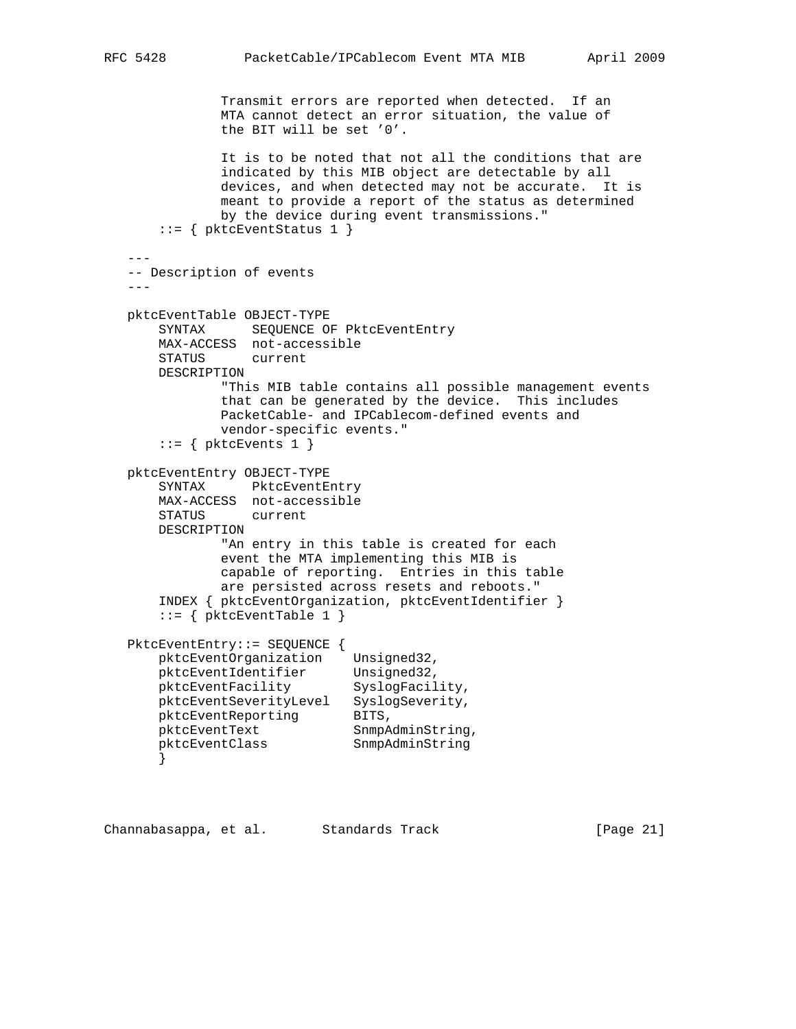```
              Transmit errors are reported when detected.  If an
              MTA cannot detect an error situation, the value of
              the BIT will be set '0'.

              It is to be noted that not all the conditions that are
              indicated by this MIB object are detectable by all
              devices, and when detected may not be accurate.  It is
              meant to provide a report of the status as determined
              by the device during event transmissions."
       ::= { pktcEventStatus 1 }

   ---
   -- Description of events
   ---

   pktcEventTable OBJECT-TYPE
       SYNTAX      SEQUENCE OF PktcEventEntry
       MAX-ACCESS  not-accessible
       STATUS      current
       DESCRIPTION
              "This MIB table contains all possible management events
              that can be generated by the device.  This includes
              PacketCable- and IPCablecom-defined events and
              vendor-specific events."
       ::= { pktcEvents 1 }

   pktcEventEntry OBJECT-TYPE
       SYNTAX      PktcEventEntry
       MAX-ACCESS  not-accessible
       STATUS      current
       DESCRIPTION
              "An entry in this table is created for each
              event the MTA implementing this MIB is
              capable of reporting.  Entries in this table
              are persisted across resets and reboots."
       INDEX { pktcEventOrganization, pktcEventIdentifier }
       ::= { pktcEventTable 1 }

   PktcEventEntry::= SEQUENCE {
       pktcEventOrganization    Unsigned32,
       pktcEventIdentifier      Unsigned32,
       pktcEventFacility        SyslogFacility,
       pktcEventSeverityLevel   SyslogSeverity,
       pktcEventReporting       BITS,
       pktcEventText            SnmpAdminString,
       pktcEventClass           SnmpAdminString
       }
```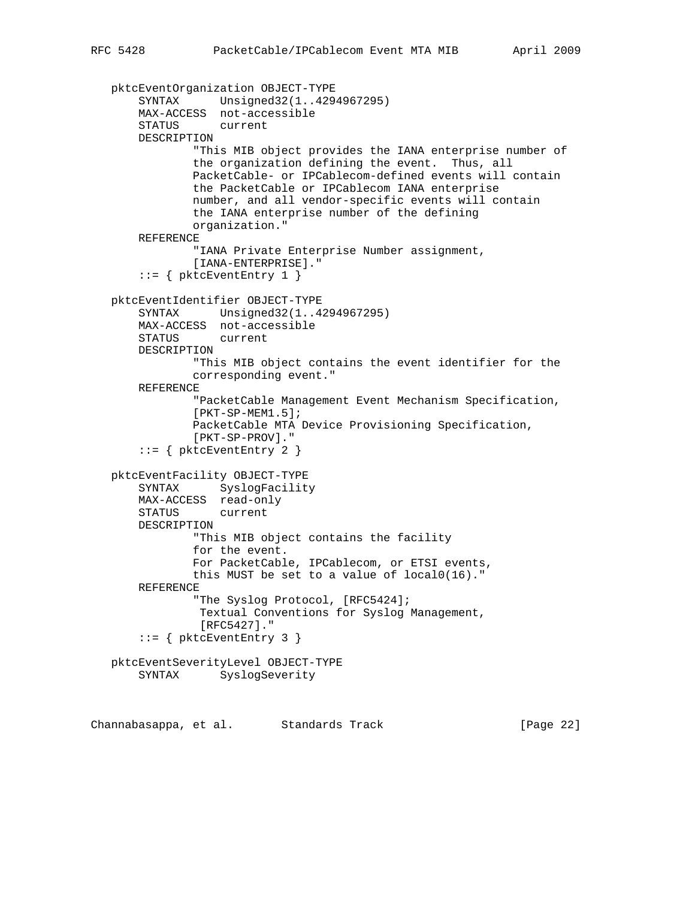```
   pktcEventOrganization OBJECT-TYPE
       SYNTAX      Unsigned32(1..4294967295)
       MAX-ACCESS  not-accessible
       STATUS      current
       DESCRIPTION
               "This MIB object provides the IANA enterprise number of
               the organization defining the event.  Thus, all
               PacketCable- or IPCablecom-defined events will contain
               the PacketCable or IPCablecom IANA enterprise
               number, and all vendor-specific events will contain
               the IANA enterprise number of the defining
               organization."
       REFERENCE
               "IANA Private Enterprise Number assignment,
               [IANA-ENTERPRISE]."
       ::= { pktcEventEntry 1 }

   pktcEventIdentifier OBJECT-TYPE
       SYNTAX      Unsigned32(1..4294967295)
       MAX-ACCESS  not-accessible
       STATUS      current
       DESCRIPTION
               "This MIB object contains the event identifier for the
               corresponding event."
       REFERENCE
               "PacketCable Management Event Mechanism Specification,
               [PKT-SP-MEM1.5];
               PacketCable MTA Device Provisioning Specification,
               [PKT-SP-PROV]."
       ::= { pktcEventEntry 2 }

   pktcEventFacility OBJECT-TYPE
       SYNTAX      SyslogFacility
       MAX-ACCESS  read-only
       STATUS      current
       DESCRIPTION
               "This MIB object contains the facility
               for the event.
               For PacketCable, IPCablecom, or ETSI events,
               this MUST be set to a value of local0(16)."
       REFERENCE
               "The Syslog Protocol, [RFC5424];
                Textual Conventions for Syslog Management,
                [RFC5427]."
       ::= { pktcEventEntry 3 }

   pktcEventSeverityLevel OBJECT-TYPE
       SYNTAX      SyslogSeverity
```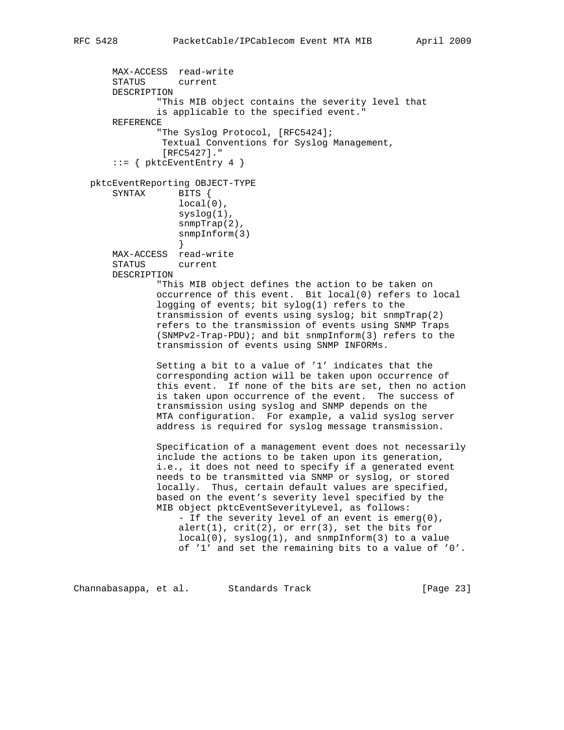```
       MAX-ACCESS  read-write
       STATUS      current
       DESCRIPTION
               "This MIB object contains the severity level that
               is applicable to the specified event."
       REFERENCE
               "The Syslog Protocol, [RFC5424];
                Textual Conventions for Syslog Management,
                [RFC5427]."
       ::= { pktcEventEntry 4 }

   pktcEventReporting OBJECT-TYPE
       SYNTAX      BITS {
                   local(0),
                   syslog(1),
                   snmpTrap(2),
                   snmpInform(3)
                   }
       MAX-ACCESS  read-write
       STATUS      current
       DESCRIPTION
               "This MIB object defines the action to be taken on
               occurrence of this event.  Bit local(0) refers to local
               logging of events; bit sylog(1) refers to the
               transmission of events using syslog; bit snmpTrap(2)
               refers to the transmission of events using SNMP Traps
               (SNMPv2-Trap-PDU); and bit snmpInform(3) refers to the
               transmission of events using SNMP INFORMs.

               Setting a bit to a value of '1' indicates that the
               corresponding action will be taken upon occurrence of
               this event.  If none of the bits are set, then no action
               is taken upon occurrence of the event.  The success of
               transmission using syslog and SNMP depends on the
               MTA configuration.  For example, a valid syslog server
               address is required for syslog message transmission.

               Specification of a management event does not necessarily
               include the actions to be taken upon its generation,
               i.e., it does not need to specify if a generated event
               needs to be transmitted via SNMP or syslog, or stored
               locally.  Thus, certain default values are specified,
               based on the event's severity level specified by the
               MIB object pktcEventSeverityLevel, as follows:
                   - If the severity level of an event is emerg(0),
                   alert(1), crit(2), or err(3), set the bits for
                   local(0), syslog(1), and snmpInform(3) to a value
                   of '1' and set the remaining bits to a value of '0'.
```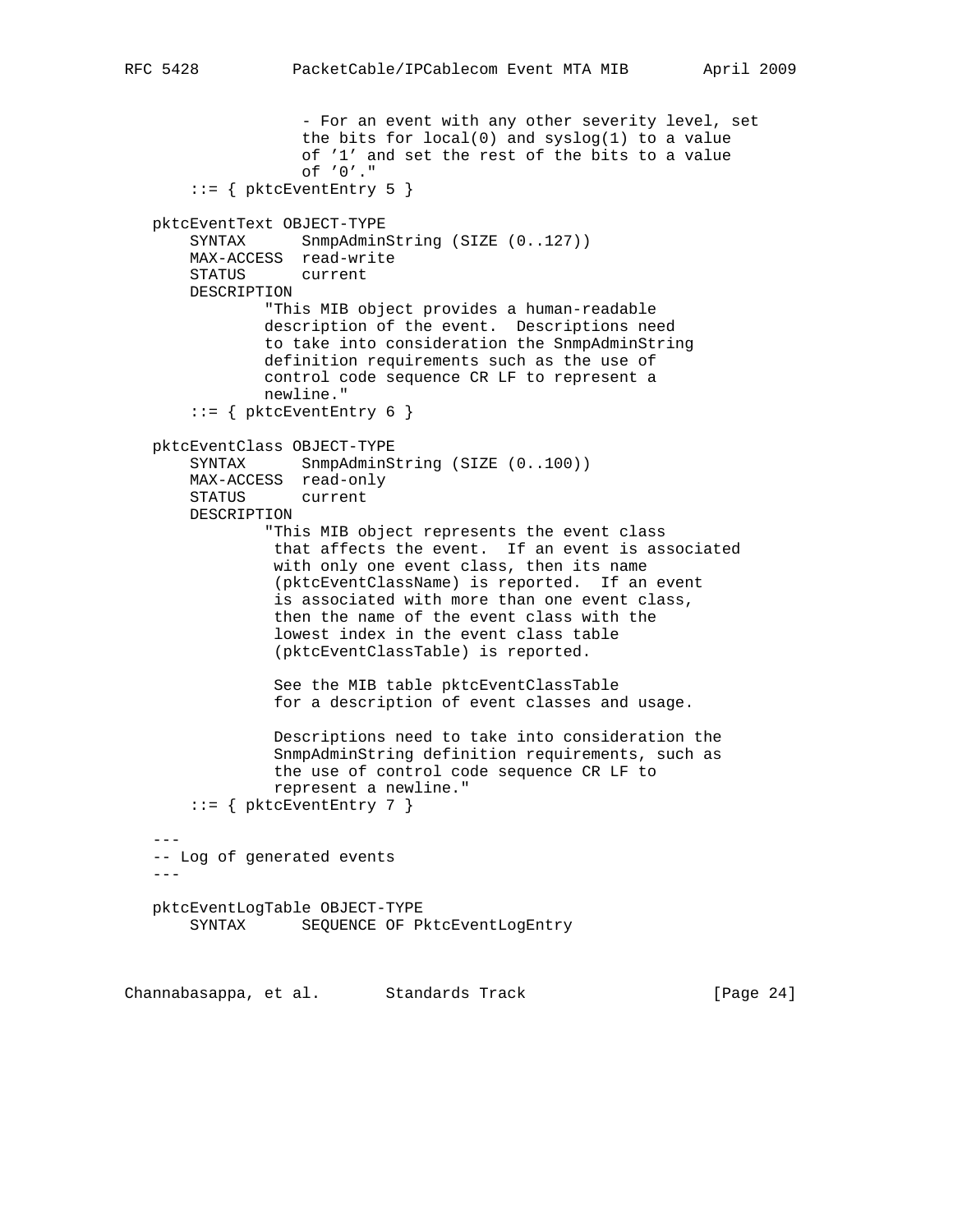```
                  - For an event with any other severity level, set
                  the bits for local(0) and syslog(1) to a value
                  of '1' and set the rest of the bits to a value
                  of '0'."
       ::= { pktcEventEntry 5 }

   pktcEventText OBJECT-TYPE
       SYNTAX      SnmpAdminString (SIZE (0..127))
       MAX-ACCESS  read-write
       STATUS      current
       DESCRIPTION
               "This MIB object provides a human-readable
               description of the event.  Descriptions need
               to take into consideration the SnmpAdminString
               definition requirements such as the use of
               control code sequence CR LF to represent a
               newline."
       ::= { pktcEventEntry 6 }

   pktcEventClass OBJECT-TYPE
       SYNTAX      SnmpAdminString (SIZE (0..100))
       MAX-ACCESS  read-only
       STATUS      current
       DESCRIPTION
               "This MIB object represents the event class
                that affects the event.  If an event is associated
                with only one event class, then its name
                (pktcEventClassName) is reported.  If an event
                is associated with more than one event class,
                then the name of the event class with the
                lowest index in the event class table
                (pktcEventClassTable) is reported.

                See the MIB table pktcEventClassTable
                for a description of event classes and usage.

                Descriptions need to take into consideration the
                SnmpAdminString definition requirements, such as
                the use of control code sequence CR LF to
                represent a newline."
       ::= { pktcEventEntry 7 }

   ---
   -- Log of generated events
   ---

   pktcEventLogTable OBJECT-TYPE
       SYNTAX      SEQUENCE OF PktcEventLogEntry
```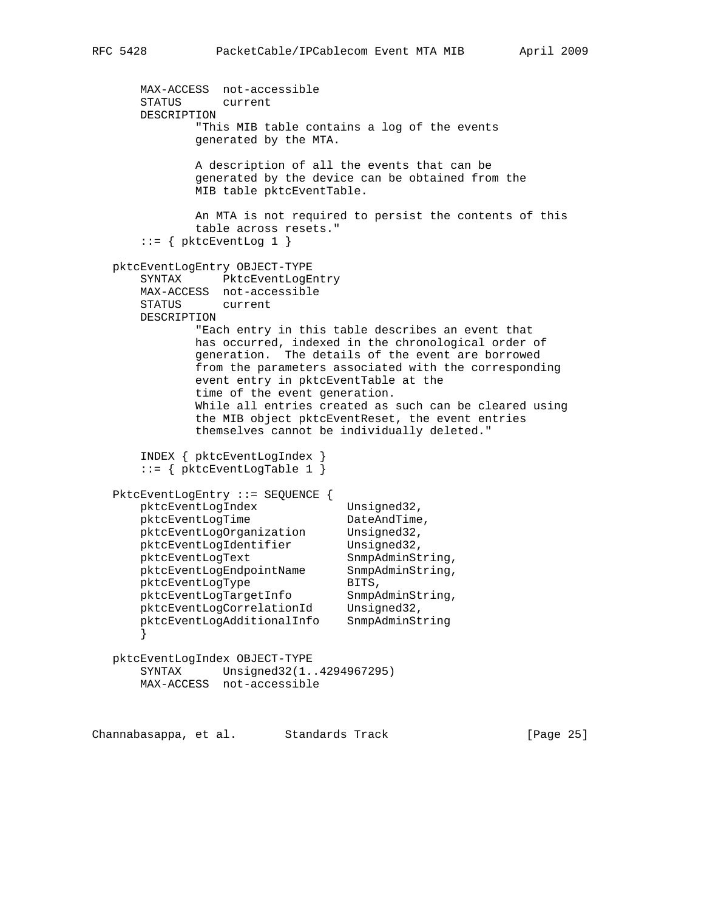```
       MAX-ACCESS  not-accessible
       STATUS      current
       DESCRIPTION
               "This MIB table contains a log of the events
               generated by the MTA.

               A description of all the events that can be
               generated by the device can be obtained from the
               MIB table pktcEventTable.

               An MTA is not required to persist the contents of this
               table across resets."
       ::= { pktcEventLog 1 }

   pktcEventLogEntry OBJECT-TYPE
       SYNTAX      PktcEventLogEntry
       MAX-ACCESS  not-accessible
       STATUS      current
       DESCRIPTION
               "Each entry in this table describes an event that
               has occurred, indexed in the chronological order of
               generation.  The details of the event are borrowed
               from the parameters associated with the corresponding
               event entry in pktcEventTable at the
               time of the event generation.
               While all entries created as such can be cleared using
               the MIB object pktcEventReset, the event entries
               themselves cannot be individually deleted."

       INDEX { pktcEventLogIndex }
       ::= { pktcEventLogTable 1 }

   PktcEventLogEntry ::= SEQUENCE {
       pktcEventLogIndex             Unsigned32,
       pktcEventLogTime              DateAndTime,
       pktcEventLogOrganization      Unsigned32,
       pktcEventLogIdentifier        Unsigned32,
       pktcEventLogText              SnmpAdminString,
       pktcEventLogEndpointName      SnmpAdminString,
       pktcEventLogType              BITS,
       pktcEventLogTargetInfo        SnmpAdminString,
       pktcEventLogCorrelationId     Unsigned32,
       pktcEventLogAdditionalInfo    SnmpAdminString
       }

   pktcEventLogIndex OBJECT-TYPE
       SYNTAX      Unsigned32(1..4294967295)
       MAX-ACCESS  not-accessible
```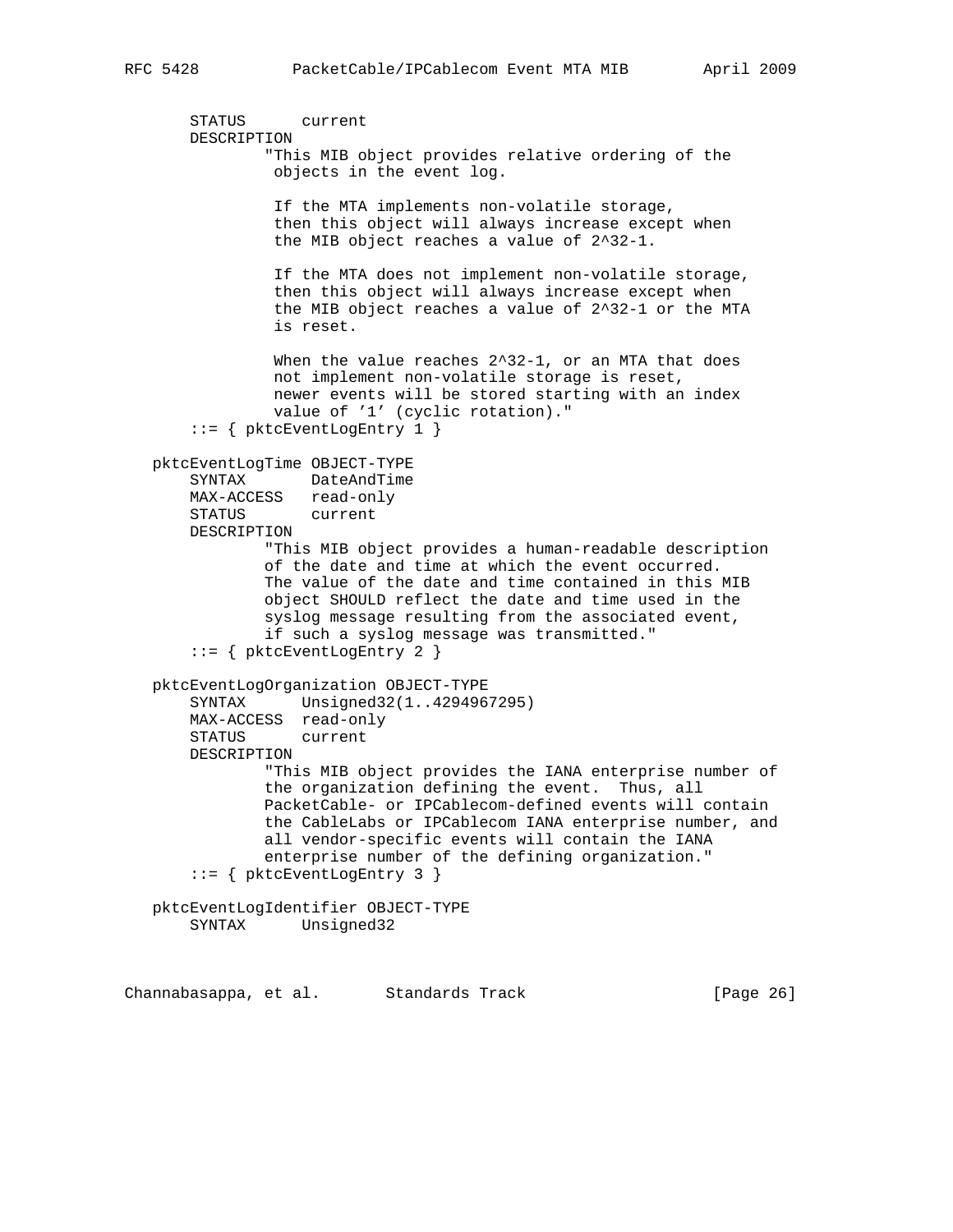```
       STATUS      current
       DESCRIPTION
               "This MIB object provides relative ordering of the
                objects in the event log.

                If the MTA implements non-volatile storage,
                then this object will always increase except when
                the MIB object reaches a value of 2^32-1.

                If the MTA does not implement non-volatile storage,
                then this object will always increase except when
                the MIB object reaches a value of 2^32-1 or the MTA
                is reset.

                When the value reaches 2^32-1, or an MTA that does
                not implement non-volatile storage is reset,
                newer events will be stored starting with an index
                value of '1' (cyclic rotation)."
       ::= { pktcEventLogEntry 1 }

   pktcEventLogTime OBJECT-TYPE
       SYNTAX       DateAndTime
       MAX-ACCESS   read-only
       STATUS       current
       DESCRIPTION
               "This MIB object provides a human-readable description
               of the date and time at which the event occurred.
               The value of the date and time contained in this MIB
               object SHOULD reflect the date and time used in the
               syslog message resulting from the associated event,
               if such a syslog message was transmitted."
       ::= { pktcEventLogEntry 2 }

   pktcEventLogOrganization OBJECT-TYPE
       SYNTAX      Unsigned32(1..4294967295)
       MAX-ACCESS  read-only
       STATUS      current
       DESCRIPTION
               "This MIB object provides the IANA enterprise number of
               the organization defining the event.  Thus, all
               PacketCable- or IPCablecom-defined events will contain
               the CableLabs or IPCablecom IANA enterprise number, and
               all vendor-specific events will contain the IANA
               enterprise number of the defining organization."
       ::= { pktcEventLogEntry 3 }

   pktcEventLogIdentifier OBJECT-TYPE
       SYNTAX      Unsigned32
```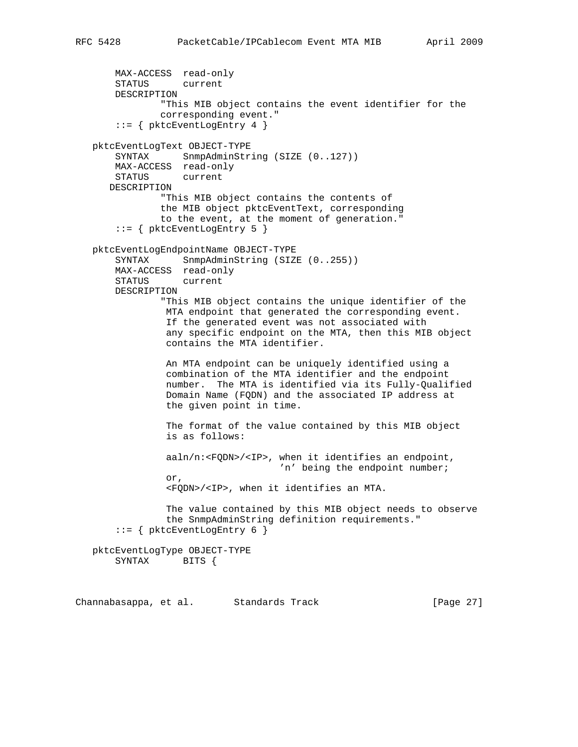```
       MAX-ACCESS  read-only
       STATUS      current
       DESCRIPTION
               "This MIB object contains the event identifier for the
               corresponding event."
       ::= { pktcEventLogEntry 4 }

   pktcEventLogText OBJECT-TYPE
       SYNTAX      SnmpAdminString (SIZE (0..127))
       MAX-ACCESS  read-only
       STATUS      current
      DESCRIPTION
               "This MIB object contains the contents of
               the MIB object pktcEventText, corresponding
               to the event, at the moment of generation."
       ::= { pktcEventLogEntry 5 }

   pktcEventLogEndpointName OBJECT-TYPE
       SYNTAX      SnmpAdminString (SIZE (0..255))
       MAX-ACCESS  read-only
       STATUS      current
       DESCRIPTION
               "This MIB object contains the unique identifier of the
                MTA endpoint that generated the corresponding event.
                If the generated event was not associated with
                any specific endpoint on the MTA, then this MIB object
                contains the MTA identifier.

                An MTA endpoint can be uniquely identified using a
                combination of the MTA identifier and the endpoint
                number.  The MTA is identified via its Fully-Qualified
                Domain Name (FQDN) and the associated IP address at
                the given point in time.

                The format of the value contained by this MIB object
                is as follows:

                aaln/n:<FQDN>/<IP>, when it identifies an endpoint,
                                 'n' being the endpoint number;
                or,
                <FQDN>/<IP>, when it identifies an MTA.

                The value contained by this MIB object needs to observe
                the SnmpAdminString definition requirements."
       ::= { pktcEventLogEntry 6 }

   pktcEventLogType OBJECT-TYPE
       SYNTAX      BITS {
```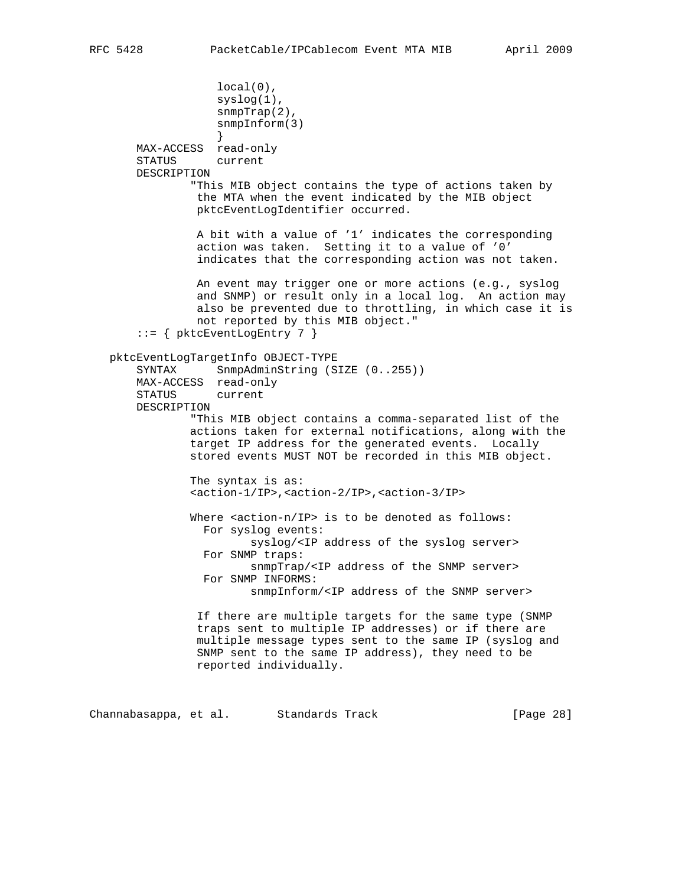```
                  local(0),
                  syslog(1),
                  snmpTrap(2),
                  snmpInform(3)
                  }
       MAX-ACCESS  read-only
       STATUS      current
       DESCRIPTION
               "This MIB object contains the type of actions taken by
                the MTA when the event indicated by the MIB object
                pktcEventLogIdentifier occurred.

                A bit with a value of '1' indicates the corresponding
                action was taken.  Setting it to a value of '0'
                indicates that the corresponding action was not taken.

                An event may trigger one or more actions (e.g., syslog
                and SNMP) or result only in a local log.  An action may
                also be prevented due to throttling, in which case it is
                not reported by this MIB object."
       ::= { pktcEventLogEntry 7 }

   pktcEventLogTargetInfo OBJECT-TYPE
       SYNTAX      SnmpAdminString (SIZE (0..255))
       MAX-ACCESS  read-only
       STATUS      current
       DESCRIPTION
               "This MIB object contains a comma-separated list of the
               actions taken for external notifications, along with the
               target IP address for the generated events.  Locally
               stored events MUST NOT be recorded in this MIB object.

               The syntax is as:
               <action-1/IP>,<action-2/IP>,<action-3/IP>

               Where <action-n/IP> is to be denoted as follows:
                 For syslog events:
                        syslog/<IP address of the syslog server>
                 For SNMP traps:
                        snmpTrap/<IP address of the SNMP server>
                 For SNMP INFORMS:
                        snmpInform/<IP address of the SNMP server>

                If there are multiple targets for the same type (SNMP
                traps sent to multiple IP addresses) or if there are
                multiple message types sent to the same IP (syslog and
                SNMP sent to the same IP address), they need to be
                reported individually.
```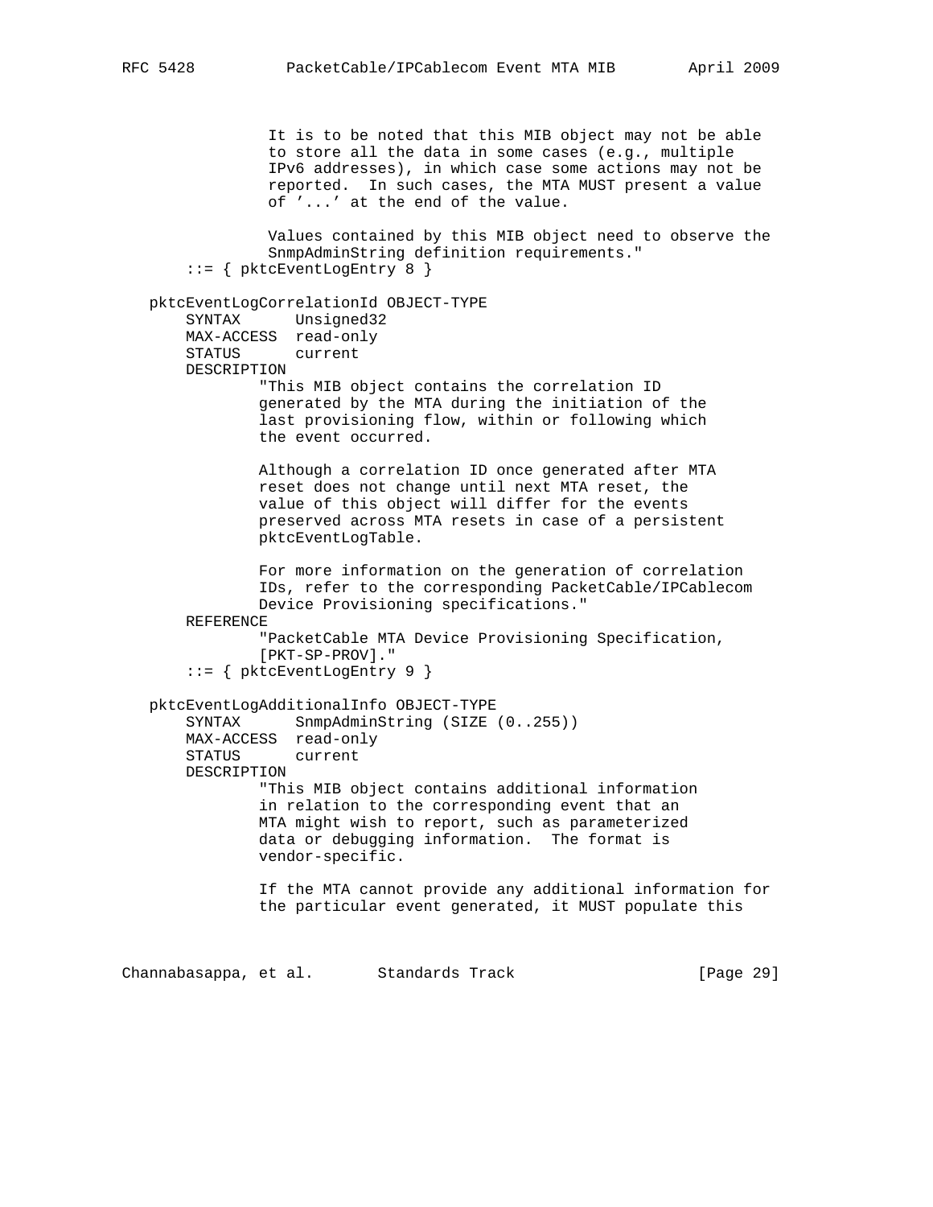```
             It is to be noted that this MIB object may not be able
             to store all the data in some cases (e.g., multiple
             IPv6 addresses), in which case some actions may not be
             reported.  In such cases, the MTA MUST present a value
             of '...' at the end of the value.

             Values contained by this MIB object need to observe the
             SnmpAdminString definition requirements."
     ::= { pktcEventLogEntry 8 }

 pktcEventLogCorrelationId OBJECT-TYPE
     SYNTAX      Unsigned32
     MAX-ACCESS  read-only
     STATUS      current
     DESCRIPTION
            "This MIB object contains the correlation ID
            generated by the MTA during the initiation of the
            last provisioning flow, within or following which
            the event occurred.

            Although a correlation ID once generated after MTA
            reset does not change until next MTA reset, the
            value of this object will differ for the events
            preserved across MTA resets in case of a persistent
            pktcEventLogTable.

            For more information on the generation of correlation
            IDs, refer to the corresponding PacketCable/IPCablecom
            Device Provisioning specifications."
     REFERENCE
            "PacketCable MTA Device Provisioning Specification,
            [PKT-SP-PROV]."
     ::= { pktcEventLogEntry 9 }

 pktcEventLogAdditionalInfo OBJECT-TYPE
     SYNTAX      SnmpAdminString (SIZE (0..255))
     MAX-ACCESS  read-only
     STATUS      current
     DESCRIPTION
            "This MIB object contains additional information
            in relation to the corresponding event that an
            MTA might wish to report, such as parameterized
            data or debugging information.  The format is
            vendor-specific.

            If the MTA cannot provide any additional information for
            the particular event generated, it MUST populate this
```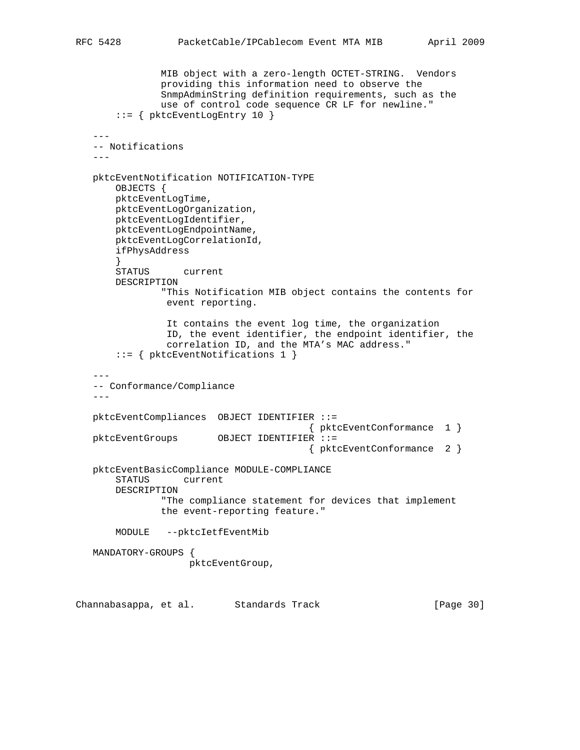```
               MIB object with a zero-length OCTET-STRING.  Vendors
               providing this information need to observe the
               SnmpAdminString definition requirements, such as the
               use of control code sequence CR LF for newline."
       ::= { pktcEventLogEntry 10 }

   ---
   -- Notifications
   ---

   pktcEventNotification NOTIFICATION-TYPE
       OBJECTS {
       pktcEventLogTime,
       pktcEventLogOrganization,
       pktcEventLogIdentifier,
       pktcEventLogEndpointName,
       pktcEventLogCorrelationId,
       ifPhysAddress
       }
       STATUS      current
       DESCRIPTION
               "This Notification MIB object contains the contents for
                event reporting.

                It contains the event log time, the organization
                ID, the event identifier, the endpoint identifier, the
                correlation ID, and the MTA's MAC address."
       ::= { pktcEventNotifications 1 }

   ---
   -- Conformance/Compliance
   ---

   pktcEventCompliances  OBJECT IDENTIFIER ::=
                                        { pktcEventConformance  1 }
   pktcEventGroups       OBJECT IDENTIFIER ::=
                                        { pktcEventConformance  2 }

   pktcEventBasicCompliance MODULE-COMPLIANCE
       STATUS      current
       DESCRIPTION
               "The compliance statement for devices that implement
               the event-reporting feature."

       MODULE   --pktcIetfEventMib

   MANDATORY-GROUPS {
                    pktcEventGroup,
```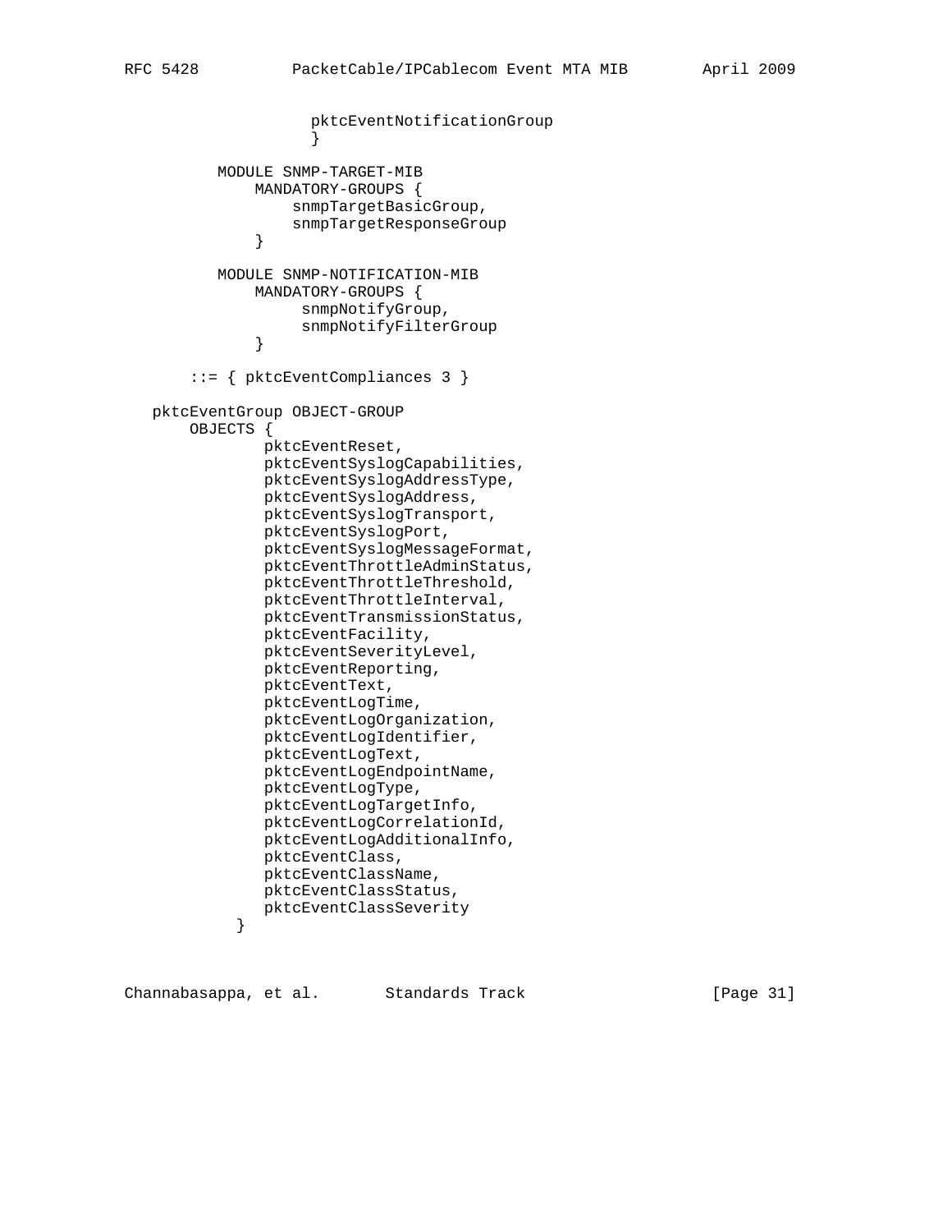```
                   pktcEventNotificationGroup
                   }

         MODULE SNMP-TARGET-MIB
             MANDATORY-GROUPS {
                 snmpTargetBasicGroup,
                 snmpTargetResponseGroup
             }

         MODULE SNMP-NOTIFICATION-MIB
             MANDATORY-GROUPS {
                  snmpNotifyGroup,
                  snmpNotifyFilterGroup
             }

      ::= { pktcEventCompliances 3 }

  pktcEventGroup OBJECT-GROUP
      OBJECTS {
              pktcEventReset,
              pktcEventSyslogCapabilities,
              pktcEventSyslogAddressType,
              pktcEventSyslogAddress,
              pktcEventSyslogTransport,
              pktcEventSyslogPort,
              pktcEventSyslogMessageFormat,
              pktcEventThrottleAdminStatus,
              pktcEventThrottleThreshold,
              pktcEventThrottleInterval,
              pktcEventTransmissionStatus,
              pktcEventFacility,
              pktcEventSeverityLevel,
              pktcEventReporting,
              pktcEventText,
              pktcEventLogTime,
              pktcEventLogOrganization,
              pktcEventLogIdentifier,
              pktcEventLogText,
              pktcEventLogEndpointName,
              pktcEventLogType,
              pktcEventLogTargetInfo,
              pktcEventLogCorrelationId,
              pktcEventLogAdditionalInfo,
              pktcEventClass,
              pktcEventClassName,
              pktcEventClassStatus,
              pktcEventClassSeverity
           }
```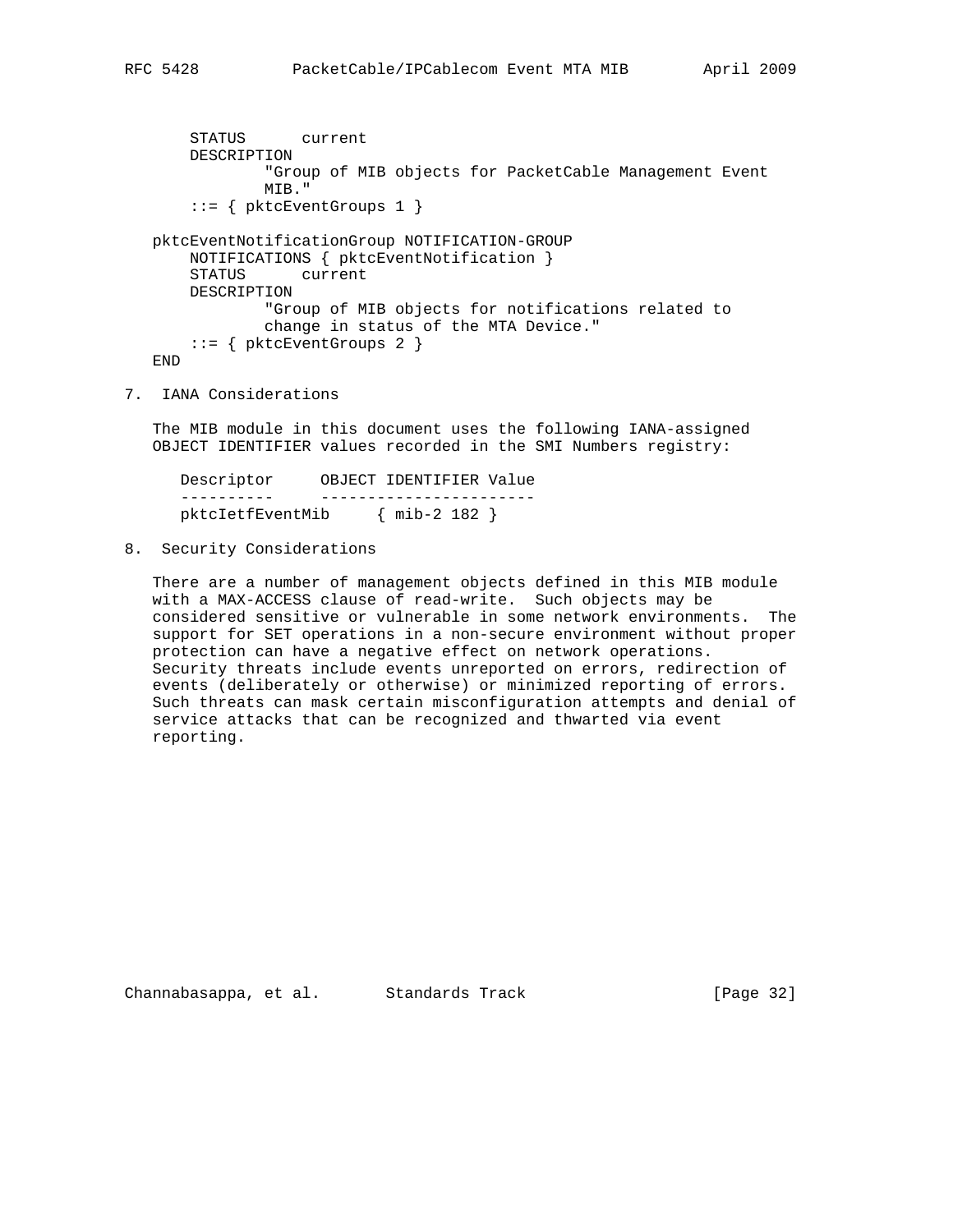```
       STATUS      current
       DESCRIPTION
               "Group of MIB objects for PacketCable Management Event
               MIB."
       ::= { pktcEventGroups 1 }

   pktcEventNotificationGroup NOTIFICATION-GROUP
       NOTIFICATIONS { pktcEventNotification }
       STATUS      current
       DESCRIPTION
               "Group of MIB objects for notifications related to
               change in status of the MTA Device."
       ::= { pktcEventGroups 2 }
   END
```

## 7. IANA Considerations

The MIB module in this document uses the following IANA-assigned OBJECT IDENTIFIER values recorded in the SMI Numbers registry:

| Descriptor | OBJECT IDENTIFIER Value |
|---|---|
| pktcIetfEventMib | { mib-2 182 } |

## 8. Security Considerations

There are a number of management objects defined in this MIB module with a MAX-ACCESS clause of read-write. Such objects may be considered sensitive or vulnerable in some network environments. The support for SET operations in a non-secure environment without proper protection can have a negative effect on network operations. Security threats include events unreported on errors, redirection of events (deliberately or otherwise) or minimized reporting of errors. Such threats can mask certain misconfiguration attempts and denial of service attacks that can be recognized and thwarted via event reporting.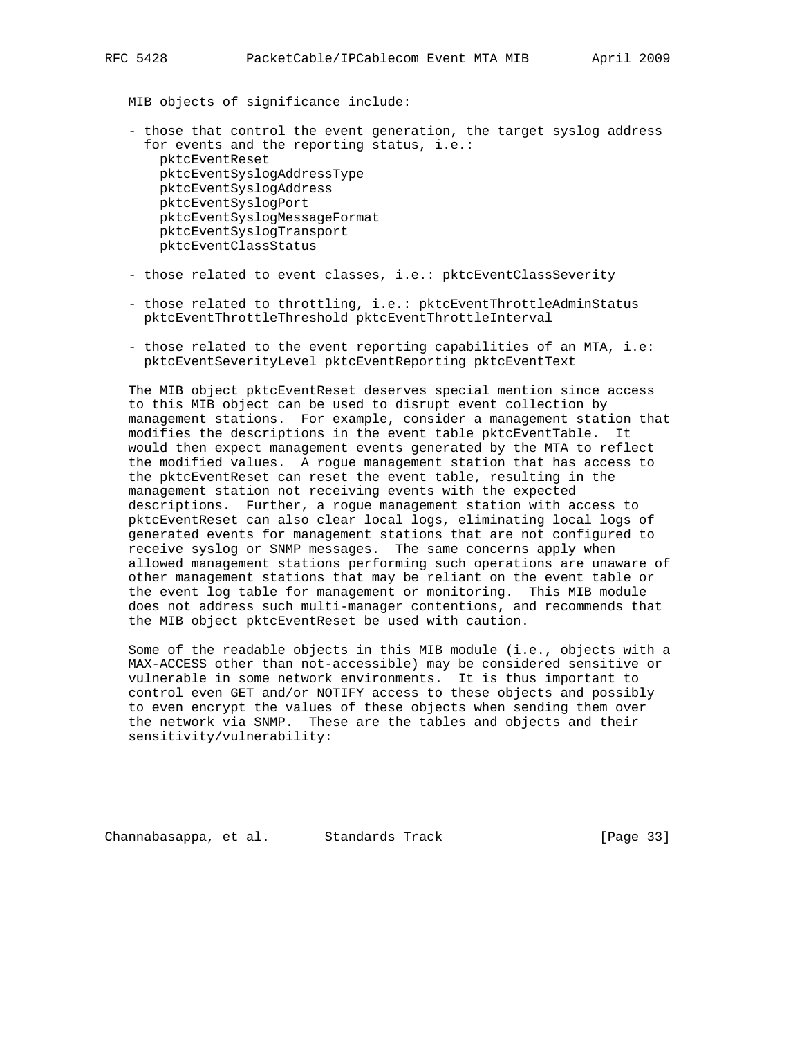MIB objects of significance include:

- those that control the event generation, the target syslog address for events and the reporting status, i.e.:
  - pktcEventReset
  - pktcEventSyslogAddressType
  - pktcEventSyslogAddress
  - pktcEventSyslogPort
  - pktcEventSyslogMessageFormat
  - pktcEventSyslogTransport
  - pktcEventClassStatus
- those related to event classes, i.e.: pktcEventClassSeverity
- those related to throttling, i.e.: pktcEventThrottleAdminStatus pktcEventThrottleThreshold pktcEventThrottleInterval
- those related to the event reporting capabilities of an MTA, i.e: pktcEventSeverityLevel pktcEventReporting pktcEventText

The MIB object pktcEventReset deserves special mention since access to this MIB object can be used to disrupt event collection by management stations. For example, consider a management station that modifies the descriptions in the event table pktcEventTable. It would then expect management events generated by the MTA to reflect the modified values. A rogue management station that has access to the pktcEventReset can reset the event table, resulting in the management station not receiving events with the expected descriptions. Further, a rogue management station with access to pktcEventReset can also clear local logs, eliminating local logs of generated events for management stations that are not configured to receive syslog or SNMP messages. The same concerns apply when allowed management stations performing such operations are unaware of other management stations that may be reliant on the event table or the event log table for management or monitoring. This MIB module does not address such multi-manager contentions, and recommends that the MIB object pktcEventReset be used with caution.

Some of the readable objects in this MIB module (i.e., objects with a MAX-ACCESS other than not-accessible) may be considered sensitive or vulnerable in some network environments. It is thus important to control even GET and/or NOTIFY access to these objects and possibly to even encrypt the values of these objects when sending them over the network via SNMP. These are the tables and objects and their sensitivity/vulnerability: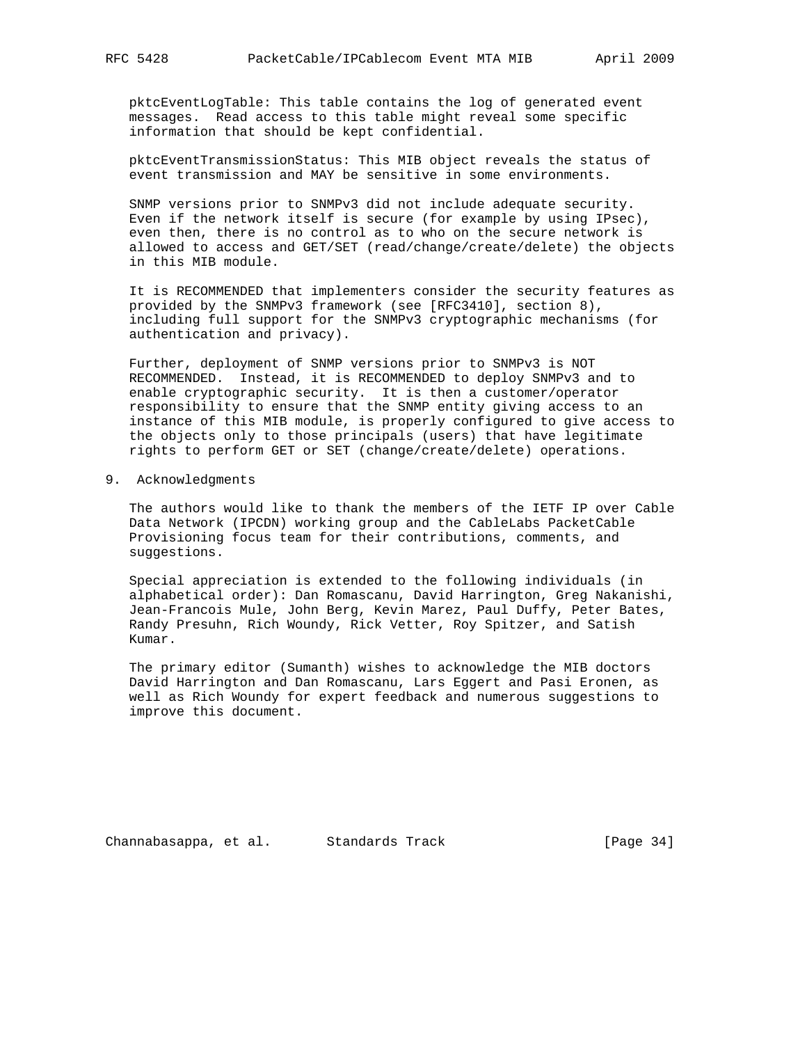pktcEventLogTable: This table contains the log of generated event messages. Read access to this table might reveal some specific information that should be kept confidential.

pktcEventTransmissionStatus: This MIB object reveals the status of event transmission and MAY be sensitive in some environments.

SNMP versions prior to SNMPv3 did not include adequate security. Even if the network itself is secure (for example by using IPsec), even then, there is no control as to who on the secure network is allowed to access and GET/SET (read/change/create/delete) the objects in this MIB module.

It is RECOMMENDED that implementers consider the security features as provided by the SNMPv3 framework (see [RFC3410], section 8), including full support for the SNMPv3 cryptographic mechanisms (for authentication and privacy).

Further, deployment of SNMP versions prior to SNMPv3 is NOT RECOMMENDED. Instead, it is RECOMMENDED to deploy SNMPv3 and to enable cryptographic security. It is then a customer/operator responsibility to ensure that the SNMP entity giving access to an instance of this MIB module, is properly configured to give access to the objects only to those principals (users) that have legitimate rights to perform GET or SET (change/create/delete) operations.

## 9. Acknowledgments

The authors would like to thank the members of the IETF IP over Cable Data Network (IPCDN) working group and the CableLabs PacketCable Provisioning focus team for their contributions, comments, and suggestions.

Special appreciation is extended to the following individuals (in alphabetical order): Dan Romascanu, David Harrington, Greg Nakanishi, Jean-Francois Mule, John Berg, Kevin Marez, Paul Duffy, Peter Bates, Randy Presuhn, Rich Woundy, Rick Vetter, Roy Spitzer, and Satish Kumar.

The primary editor (Sumanth) wishes to acknowledge the MIB doctors David Harrington and Dan Romascanu, Lars Eggert and Pasi Eronen, as well as Rich Woundy for expert feedback and numerous suggestions to improve this document.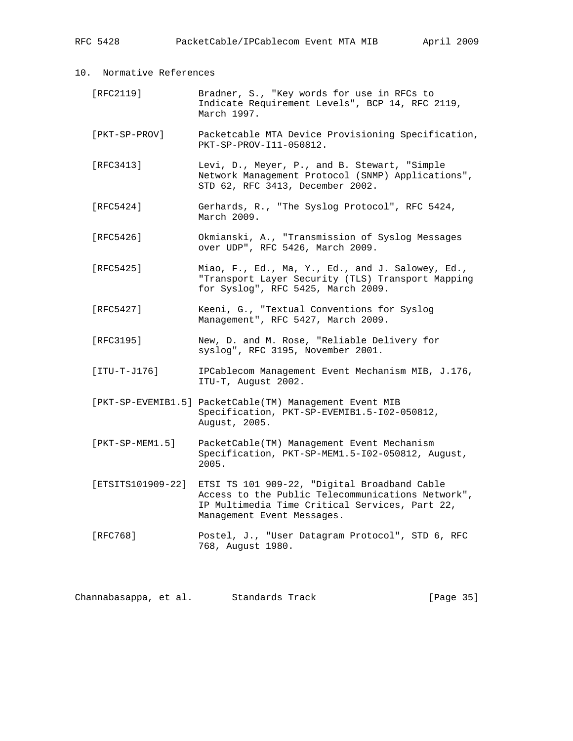## 10. Normative References

[RFC2119] Bradner, S., "Key words for use in RFCs to Indicate Requirement Levels", BCP 14, RFC 2119, March 1997.

[PKT-SP-PROV] Packetcable MTA Device Provisioning Specification, PKT-SP-PROV-I11-050812.

[RFC3413] Levi, D., Meyer, P., and B. Stewart, "Simple Network Management Protocol (SNMP) Applications", STD 62, RFC 3413, December 2002.

[RFC5424] Gerhards, R., "The Syslog Protocol", RFC 5424, March 2009.

[RFC5426] Okmianski, A., "Transmission of Syslog Messages over UDP", RFC 5426, March 2009.

[RFC5425] Miao, F., Ed., Ma, Y., Ed., and J. Salowey, Ed., "Transport Layer Security (TLS) Transport Mapping for Syslog", RFC 5425, March 2009.

[RFC5427] Keeni, G., "Textual Conventions for Syslog Management", RFC 5427, March 2009.

[RFC3195] New, D. and M. Rose, "Reliable Delivery for syslog", RFC 3195, November 2001.

[ITU-T-J176] IPCablecom Management Event Mechanism MIB, J.176, ITU-T, August 2002.

[PKT-SP-EVEMIB1.5] PacketCable(TM) Management Event MIB Specification, PKT-SP-EVEMIB1.5-I02-050812, August, 2005.

[PKT-SP-MEM1.5] PacketCable(TM) Management Event Mechanism Specification, PKT-SP-MEM1.5-I02-050812, August, 2005.

[ETSITS101909-22] ETSI TS 101 909-22, "Digital Broadband Cable Access to the Public Telecommunications Network", IP Multimedia Time Critical Services, Part 22, Management Event Messages.

[RFC768] Postel, J., "User Datagram Protocol", STD 6, RFC 768, August 1980.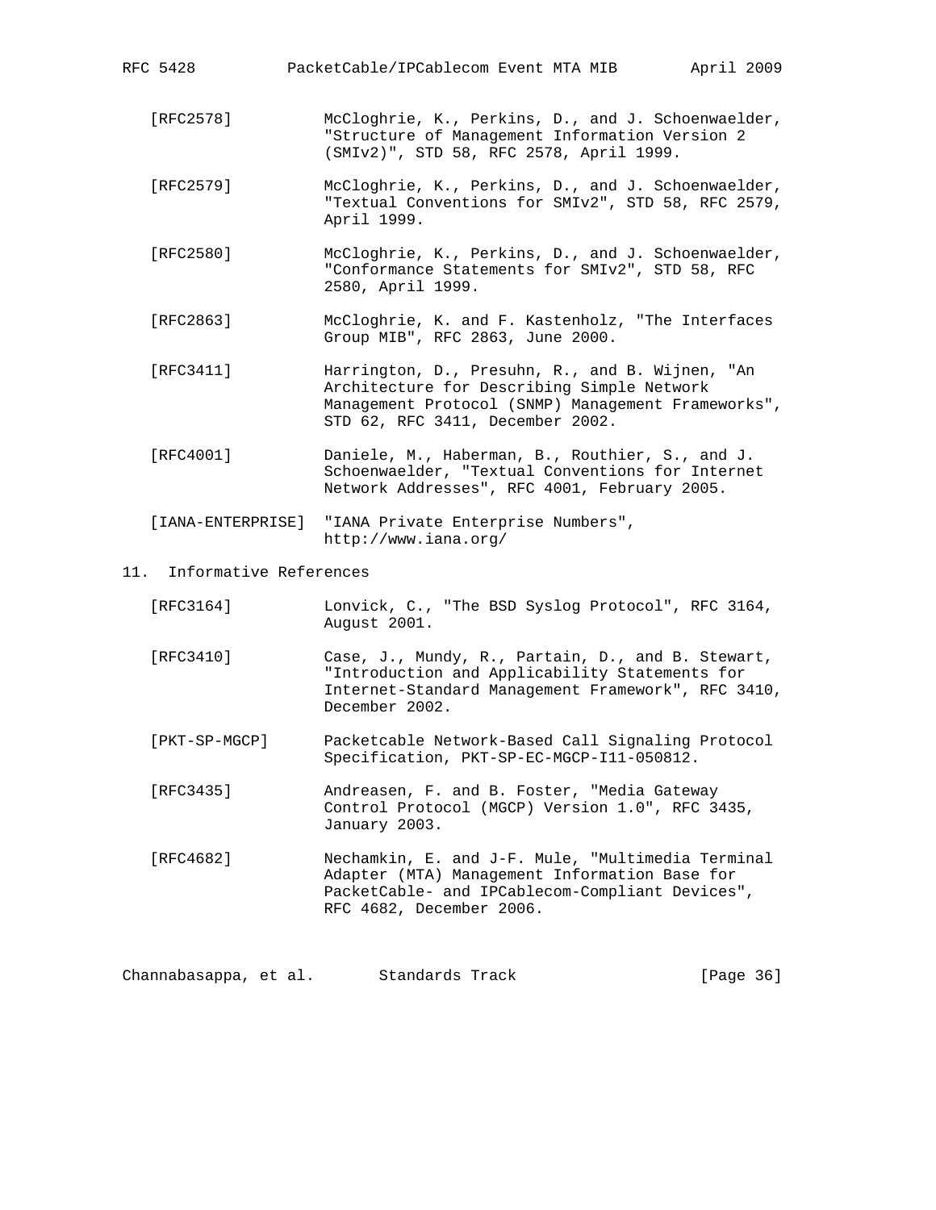[RFC2578] McCloghrie, K., Perkins, D., and J. Schoenwaelder, "Structure of Management Information Version 2 (SMIv2)", STD 58, RFC 2578, April 1999.

[RFC2579] McCloghrie, K., Perkins, D., and J. Schoenwaelder, "Textual Conventions for SMIv2", STD 58, RFC 2579, April 1999.

[RFC2580] McCloghrie, K., Perkins, D., and J. Schoenwaelder, "Conformance Statements for SMIv2", STD 58, RFC 2580, April 1999.

[RFC2863] McCloghrie, K. and F. Kastenholz, "The Interfaces Group MIB", RFC 2863, June 2000.

[RFC3411] Harrington, D., Presuhn, R., and B. Wijnen, "An Architecture for Describing Simple Network Management Protocol (SNMP) Management Frameworks", STD 62, RFC 3411, December 2002.

[RFC4001] Daniele, M., Haberman, B., Routhier, S., and J. Schoenwaelder, "Textual Conventions for Internet Network Addresses", RFC 4001, February 2005.

[IANA-ENTERPRISE] "IANA Private Enterprise Numbers", http://www.iana.org/

## 11. Informative References

[RFC3164] Lonvick, C., "The BSD Syslog Protocol", RFC 3164, August 2001.

[RFC3410] Case, J., Mundy, R., Partain, D., and B. Stewart, "Introduction and Applicability Statements for Internet-Standard Management Framework", RFC 3410, December 2002.

[PKT-SP-MGCP] Packetcable Network-Based Call Signaling Protocol Specification, PKT-SP-EC-MGCP-I11-050812.

[RFC3435] Andreasen, F. and B. Foster, "Media Gateway Control Protocol (MGCP) Version 1.0", RFC 3435, January 2003.

[RFC4682] Nechamkin, E. and J-F. Mule, "Multimedia Terminal Adapter (MTA) Management Information Base for PacketCable- and IPCablecom-Compliant Devices", RFC 4682, December 2006.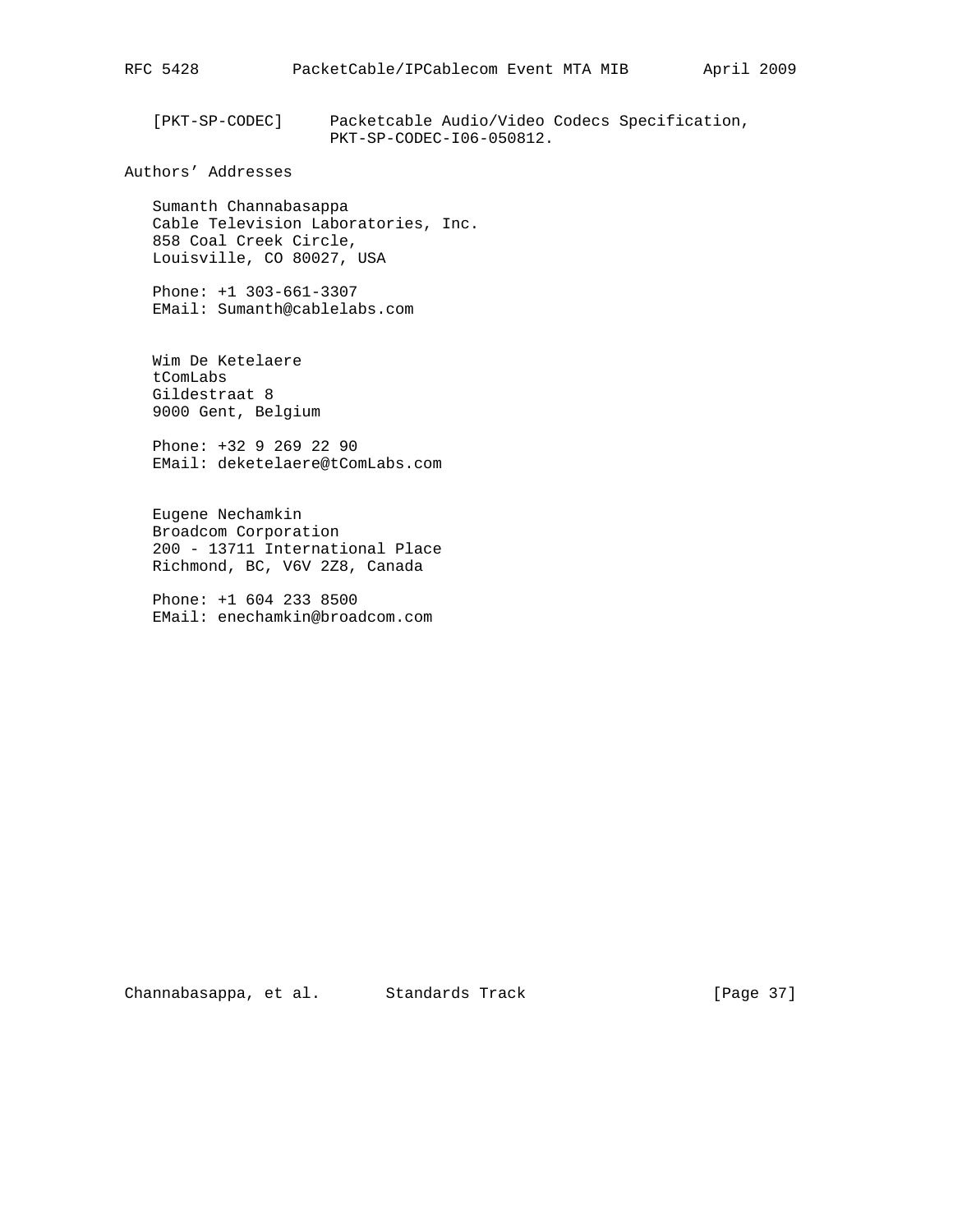[PKT-SP-CODEC] Packetcable Audio/Video Codecs Specification, PKT-SP-CODEC-I06-050812.

## Authors' Addresses

Sumanth Channabasappa
Cable Television Laboratories, Inc.
858 Coal Creek Circle,
Louisville, CO 80027, USA

Phone: +1 303-661-3307
EMail: Sumanth@cablelabs.com

Wim De Ketelaere
tComLabs
Gildestraat 8
9000 Gent, Belgium

Phone: +32 9 269 22 90
EMail: deketelaere@tComLabs.com

Eugene Nechamkin
Broadcom Corporation
200 - 13711 International Place
Richmond, BC, V6V 2Z8, Canada

Phone: +1 604 233 8500
EMail: enechamkin@broadcom.com